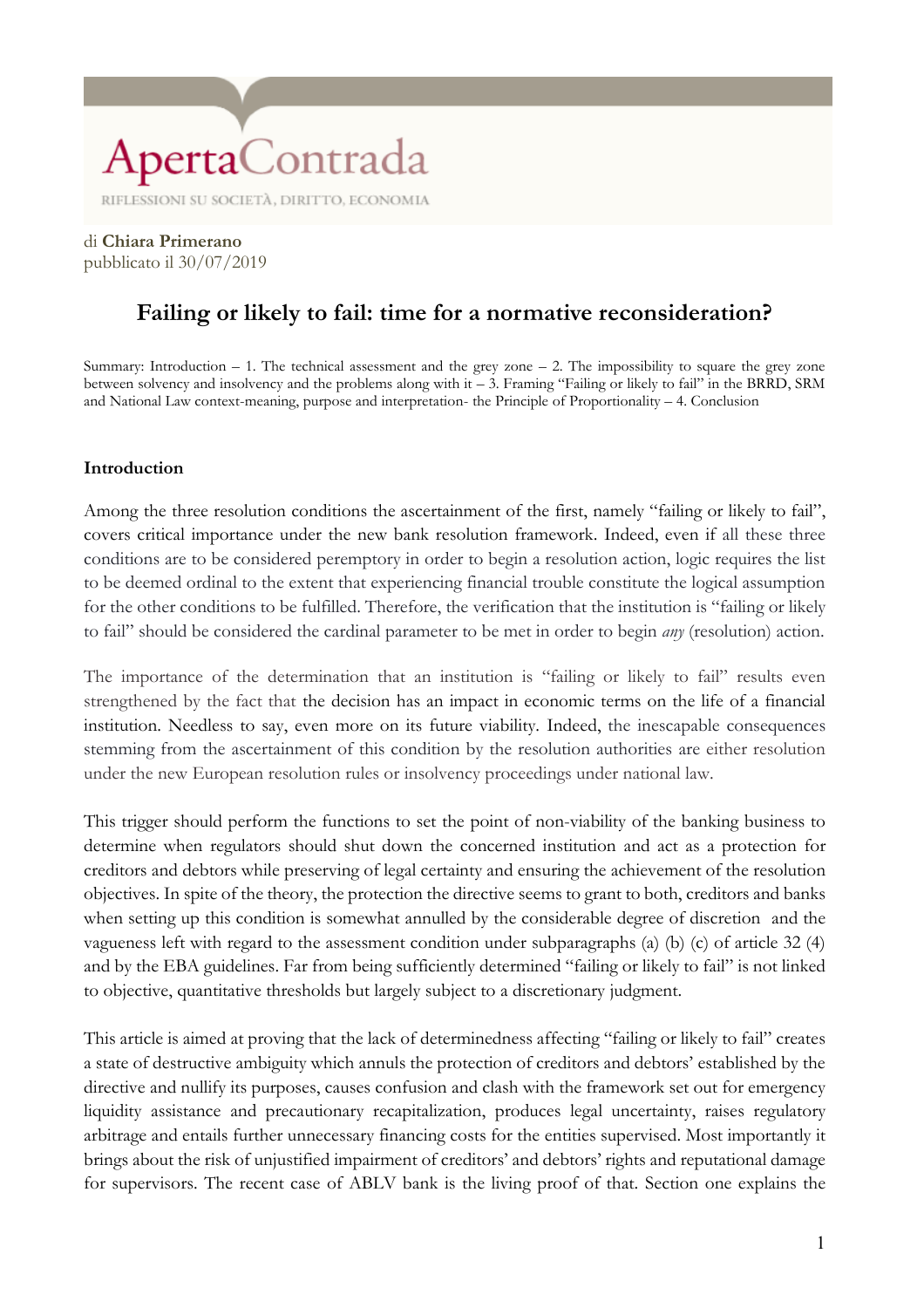ApertaContrada

RIFLESSIONI SU SOCIETÀ, DIRITTO, ECONOMIA

di **Chiara Primerano**
pubblicato il 30/07/2019

# Failing or likely to fail: time for a normative reconsideration?

Summary: Introduction – 1. The technical assessment and the grey zone – 2. The impossibility to square the grey zone between solvency and insolvency and the problems along with it – 3. Framing "Failing or likely to fail" in the BRRD, SRM and National Law context-meaning, purpose and interpretation- the Principle of Proportionality – 4. Conclusion

## Introduction

Among the three resolution conditions the ascertainment of the first, namely "failing or likely to fail", covers critical importance under the new bank resolution framework. Indeed, even if all these three conditions are to be considered peremptory in order to begin a resolution action, logic requires the list to be deemed ordinal to the extent that experiencing financial trouble constitute the logical assumption for the other conditions to be fulfilled. Therefore, the verification that the institution is "failing or likely to fail" should be considered the cardinal parameter to be met in order to begin *any* (resolution) action.

The importance of the determination that an institution is "failing or likely to fail" results even strengthened by the fact that the decision has an impact in economic terms on the life of a financial institution. Needless to say, even more on its future viability. Indeed, the inescapable consequences stemming from the ascertainment of this condition by the resolution authorities are either resolution under the new European resolution rules or insolvency proceedings under national law.

This trigger should perform the functions to set the point of non-viability of the banking business to determine when regulators should shut down the concerned institution and act as a protection for creditors and debtors while preserving of legal certainty and ensuring the achievement of the resolution objectives. In spite of the theory, the protection the directive seems to grant to both, creditors and banks when setting up this condition is somewhat annulled by the considerable degree of discretion and the vagueness left with regard to the assessment condition under subparagraphs (a) (b) (c) of article 32 (4) and by the EBA guidelines. Far from being sufficiently determined "failing or likely to fail" is not linked to objective, quantitative thresholds but largely subject to a discretionary judgment.

This article is aimed at proving that the lack of determinedness affecting "failing or likely to fail" creates a state of destructive ambiguity which annuls the protection of creditors and debtors' established by the directive and nullify its purposes, causes confusion and clash with the framework set out for emergency liquidity assistance and precautionary recapitalization, produces legal uncertainty, raises regulatory arbitrage and entails further unnecessary financing costs for the entities supervised. Most importantly it brings about the risk of unjustified impairment of creditors' and debtors' rights and reputational damage for supervisors. The recent case of ABLV bank is the living proof of that. Section one explains the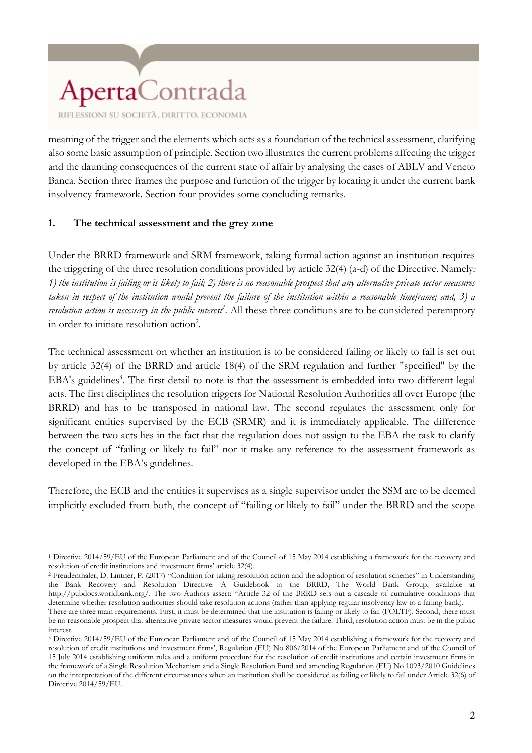meaning of the trigger and the elements which acts as a foundation of the technical assessment, clarifying also some basic assumption of principle. Section two illustrates the current problems affecting the trigger and the daunting consequences of the current state of affair by analysing the cases of ABLV and Veneto Banca. Section three frames the purpose and function of the trigger by locating it under the current bank insolvency framework. Section four provides some concluding remarks.

## 1. The technical assessment and the grey zone

Under the BRRD framework and SRM framework, taking formal action against an institution requires the triggering of the three resolution conditions provided by article 32(4) (a-d) of the Directive. Namely*: 1) the institution is failing or is likely to fail; 2) there is no reasonable prospect that any alternative private sector measures taken in respect of the institution would prevent the failure of the institution within a reasonable timeframe; and, 3) a resolution action is necessary in the public interest*[1]. All these three conditions are to be considered peremptory in order to initiate resolution action[2].

The technical assessment on whether an institution is to be considered failing or likely to fail is set out by article 32(4) of the BRRD and article 18(4) of the SRM regulation and further "specified" by the EBA's guidelines[3]. The first detail to note is that the assessment is embedded into two different legal acts. The first disciplines the resolution triggers for National Resolution Authorities all over Europe (the BRRD) and has to be transposed in national law. The second regulates the assessment only for significant entities supervised by the ECB (SRMR) and it is immediately applicable. The difference between the two acts lies in the fact that the regulation does not assign to the EBA the task to clarify the concept of "failing or likely to fail" nor it make any reference to the assessment framework as developed in the EBA's guidelines.

Therefore, the ECB and the entities it supervises as a single supervisor under the SSM are to be deemed implicitly excluded from both, the concept of "failing or likely to fail" under the BRRD and the scope

---

[1] Directive 2014/59/EU of the European Parliament and of the Council of 15 May 2014 establishing a framework for the recovery and resolution of credit institutions and investment firms' article 32(4).

[2] Freudenthaler, D. Lintner, P. (2017) "Condition for taking resolution action and the adoption of resolution schemes" in Understanding the Bank Recovery and Resolution Directive: A Guidebook to the BRRD, The World Bank Group, available at http://pubdocs.worldbank.org/. The two Authors assert: "Article 32 of the BRRD sets out a cascade of cumulative conditions that determine whether resolution authorities should take resolution actions (rather than applying regular insolvency law to a failing bank). There are three main requirements. First, it must be determined that the institution is failing or likely to fail (FOLTF). Second, there must be no reasonable prospect that alternative private sector measures would prevent the failure. Third, resolution action must be in the public interest.

[3] Directive 2014/59/EU of the European Parliament and of the Council of 15 May 2014 establishing a framework for the recovery and resolution of credit institutions and investment firms', Regulation (EU) No 806/2014 of the European Parliament and of the Council of 15 July 2014 establishing uniform rules and a uniform procedure for the resolution of credit institutions and certain investment firms in the framework of a Single Resolution Mechanism and a Single Resolution Fund and amending Regulation (EU) No 1093/2010 Guidelines on the interpretation of the different circumstances when an institution shall be considered as failing or likely to fail under Article 32(6) of Directive 2014/59/EU.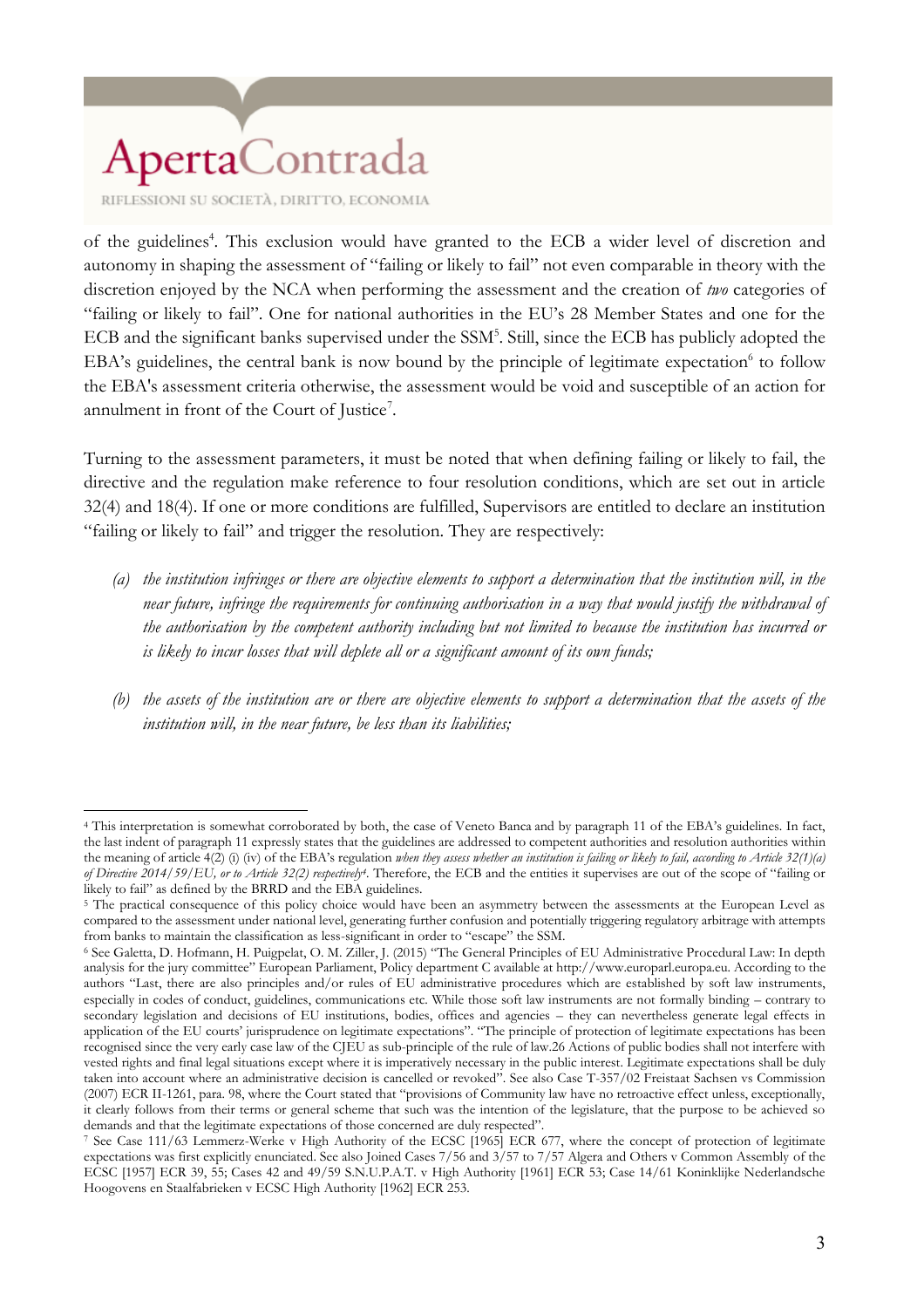of the guidelines[4]. This exclusion would have granted to the ECB a wider level of discretion and autonomy in shaping the assessment of "failing or likely to fail" not even comparable in theory with the discretion enjoyed by the NCA when performing the assessment and the creation of *two* categories of "failing or likely to fail". One for national authorities in the EU's 28 Member States and one for the ECB and the significant banks supervised under the SSM[5]. Still, since the ECB has publicly adopted the EBA's guidelines, the central bank is now bound by the principle of legitimate expectation[6] to follow the EBA's assessment criteria otherwise, the assessment would be void and susceptible of an action for annulment in front of the Court of Justice[7].

Turning to the assessment parameters, it must be noted that when defining failing or likely to fail, the directive and the regulation make reference to four resolution conditions, which are set out in article 32(4) and 18(4). If one or more conditions are fulfilled, Supervisors are entitled to declare an institution "failing or likely to fail" and trigger the resolution. They are respectively:

(a) *the institution infringes or there are objective elements to support a determination that the institution will, in the near future, infringe the requirements for continuing authorisation in a way that would justify the withdrawal of the authorisation by the competent authority including but not limited to because the institution has incurred or is likely to incur losses that will deplete all or a significant amount of its own funds;*

(b) *the assets of the institution are or there are objective elements to support a determination that the assets of the institution will, in the near future, be less than its liabilities;*

---

[4] This interpretation is somewhat corroborated by both, the case of Veneto Banca and by paragraph 11 of the EBA's guidelines. In fact, the last indent of paragraph 11 expressly states that the guidelines are addressed to competent authorities and resolution authorities within the meaning of article 4(2) (i) (iv) of the EBA's regulation *when they assess whether an institution is failing or likely to fail, according to Article 32(1)(a) of Directive 2014/59/EU, or to Article 32(2) respectively4*. Therefore, the ECB and the entities it supervises are out of the scope of "failing or likely to fail" as defined by the BRRD and the EBA guidelines.

[5] The practical consequence of this policy choice would have been an asymmetry between the assessments at the European Level as compared to the assessment under national level, generating further confusion and potentially triggering regulatory arbitrage with attempts from banks to maintain the classification as less-significant in order to "escape" the SSM.

[6] See Galetta, D. Hofmann, H. Puigpelat, O. M. Ziller, J. (2015) "The General Principles of EU Administrative Procedural Law: In depth analysis for the jury committee" European Parliament, Policy department C available at http://www.europarl.europa.eu. According to the authors "Last, there are also principles and/or rules of EU administrative procedures which are established by soft law instruments, especially in codes of conduct, guidelines, communications etc. While those soft law instruments are not formally binding – contrary to secondary legislation and decisions of EU institutions, bodies, offices and agencies – they can nevertheless generate legal effects in application of the EU courts' jurisprudence on legitimate expectations". "The principle of protection of legitimate expectations has been recognised since the very early case law of the CJEU as sub-principle of the rule of law.26 Actions of public bodies shall not interfere with vested rights and final legal situations except where it is imperatively necessary in the public interest. Legitimate expectations shall be duly taken into account where an administrative decision is cancelled or revoked". See also Case T-357/02 Freistaat Sachsen vs Commission (2007) ECR II-1261, para. 98, where the Court stated that "provisions of Community law have no retroactive effect unless, exceptionally, it clearly follows from their terms or general scheme that such was the intention of the legislature, that the purpose to be achieved so demands and that the legitimate expectations of those concerned are duly respected".

[7] See Case 111/63 Lemmerz-Werke v High Authority of the ECSC [1965] ECR 677, where the concept of protection of legitimate expectations was first explicitly enunciated. See also Joined Cases 7/56 and 3/57 to 7/57 Algera and Others v Common Assembly of the ECSC [1957] ECR 39, 55; Cases 42 and 49/59 S.N.U.P.A.T. v High Authority [1961] ECR 53; Case 14/61 Koninklijke Nederlandsche Hoogovens en Staalfabrieken v ECSC High Authority [1962] ECR 253.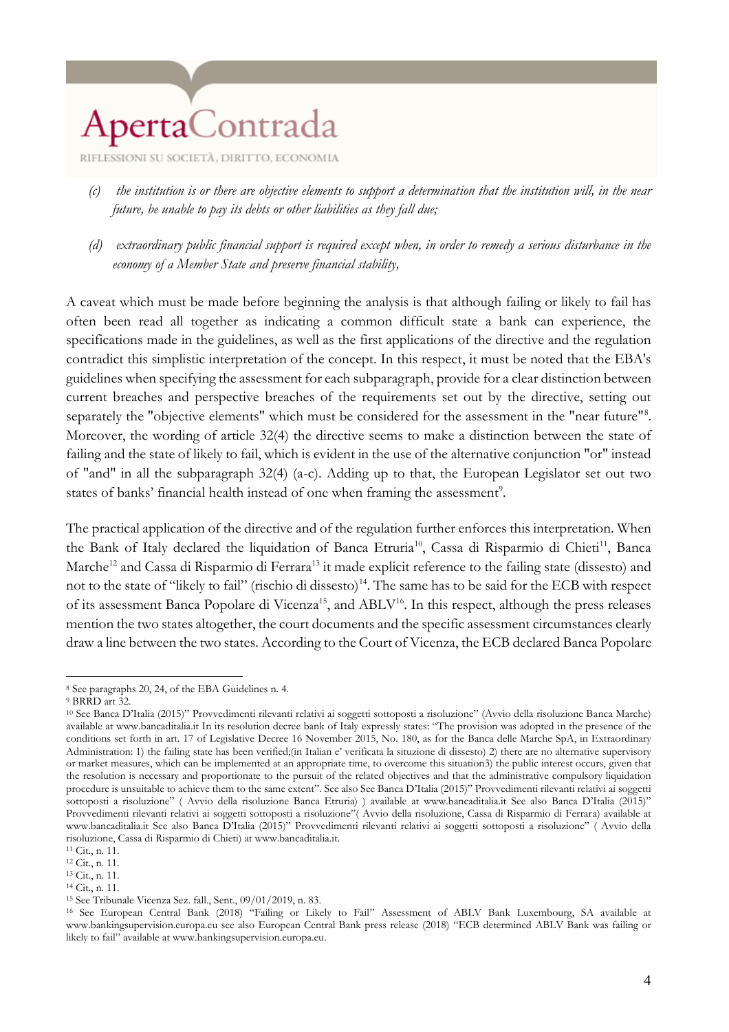*(c) the institution is or there are objective elements to support a determination that the institution will, in the near future, be unable to pay its debts or other liabilities as they fall due;*

*(d) extraordinary public financial support is required except when, in order to remedy a serious disturbance in the economy of a Member State and preserve financial stability,*

A caveat which must be made before beginning the analysis is that although failing or likely to fail has often been read all together as indicating a common difficult state a bank can experience, the specifications made in the guidelines, as well as the first applications of the directive and the regulation contradict this simplistic interpretation of the concept. In this respect, it must be noted that the EBA's guidelines when specifying the assessment for each subparagraph, provide for a clear distinction between current breaches and perspective breaches of the requirements set out by the directive, setting out separately the "objective elements" which must be considered for the assessment in the "near future"[8]. Moreover, the wording of article 32(4) the directive seems to make a distinction between the state of failing and the state of likely to fail, which is evident in the use of the alternative conjunction "or" instead of "and" in all the subparagraph 32(4) (a-c). Adding up to that, the European Legislator set out two states of banks' financial health instead of one when framing the assessment[9].

The practical application of the directive and of the regulation further enforces this interpretation. When the Bank of Italy declared the liquidation of Banca Etruria[10], Cassa di Risparmio di Chieti[11], Banca Marche[12] and Cassa di Risparmio di Ferrara[13] it made explicit reference to the failing state (dissesto) and not to the state of "likely to fail" (rischio di dissesto)[14]. The same has to be said for the ECB with respect of its assessment Banca Popolare di Vicenza[15], and ABLV[16]. In this respect, although the press releases mention the two states altogether, the court documents and the specific assessment circumstances clearly draw a line between the two states. According to the Court of Vicenza, the ECB declared Banca Popolare

---

[8] See paragraphs 20, 24, of the EBA Guidelines n. 4.

[9] BRRD art 32.

[10] See Banca D'Italia (2015)" Provvedimenti rilevanti relativi ai soggetti sottoposti a risoluzione" (Avvio della risoluzione Banca Marche) available at www.bancaditalia.it In its resolution decree bank of Italy expressly states: "The provision was adopted in the presence of the conditions set forth in art. 17 of Legislative Decree 16 November 2015, No. 180, as for the Banca delle Marche SpA, in Extraordinary Administration: 1) the failing state has been verified;(in Italian e' verificata la situzione di dissesto) 2) there are no alternative supervisory or market measures, which can be implemented at an appropriate time, to overcome this situation3) the public interest occurs, given that the resolution is necessary and proportionate to the pursuit of the related objectives and that the administrative compulsory liquidation procedure is unsuitable to achieve them to the same extent". See also See Banca D'Italia (2015)" Provvedimenti rilevanti relativi ai soggetti sottoposti a risoluzione" ( Avvio della risoluzione Banca Etruria) ) available at www.bancaditalia.it See also Banca D'Italia (2015)" Provvedimenti rilevanti relativi ai soggetti sottoposti a risoluzione"( Avvio della risoluzione, Cassa di Risparmio di Ferrara) available at www.bancaditalia.it See also Banca D'Italia (2015)" Provvedimenti rilevanti relativi ai soggetti sottoposti a risoluzione" ( Avvio della risoluzione, Cassa di Risparmio di Chieti) at www.bancaditalia.it.

[11] Cit., n. 11.

[12] Cit., n. 11.

[13] Cit., n. 11.

[14] Cit., n. 11.

[15] See Tribunale Vicenza Sez. fall., Sent., 09/01/2019, n. 83.

[16] See European Central Bank (2018) "Failing or Likely to Fail" Assessment of ABLV Bank Luxembourg, SA available at www.bankingsupervision.europa.eu see also European Central Bank press release (2018) "ECB determined ABLV Bank was failing or likely to fail" available at www.bankingsupervision.europa.eu.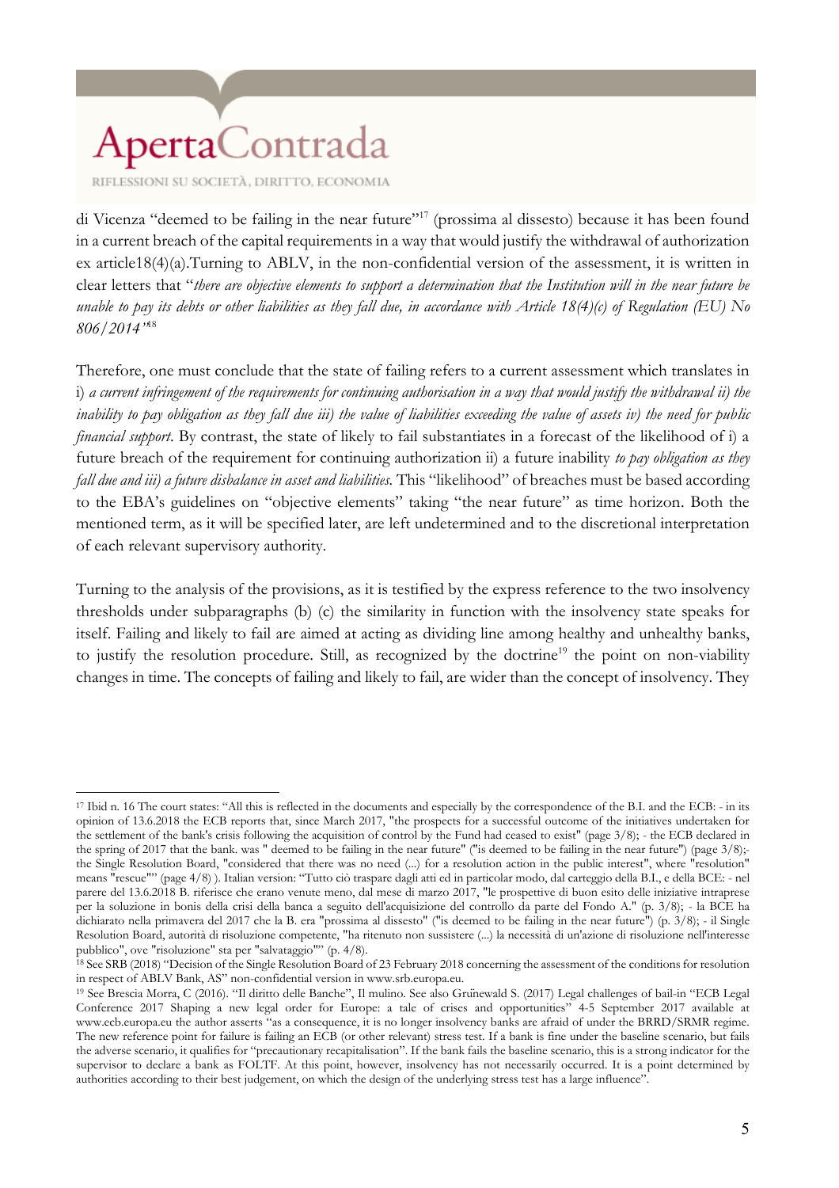di Vicenza "deemed to be failing in the near future"[17] (prossima al dissesto) because it has been found in a current breach of the capital requirements in a way that would justify the withdrawal of authorization ex article18(4)(a).Turning to ABLV, in the non-confidential version of the assessment, it is written in clear letters that "*there are objective elements to support a determination that the Institution will in the near future be unable to pay its debts or other liabilities as they fall due, in accordance with Article 18(4)(c) of Regulation (EU) No 806/2014"*[18]

Therefore, one must conclude that the state of failing refers to a current assessment which translates in i) *a current infringement of the requirements for continuing authorisation in a way that would justify the withdrawal ii) the inability to pay obligation as they fall due iii) the value of liabilities exceeding the value of assets iv) the need for public financial support*. By contrast, the state of likely to fail substantiates in a forecast of the likelihood of i) a future breach of the requirement for continuing authorization ii) a future inability *to pay obligation as they fall due and iii) a future disbalance in asset and liabilities.* This "likelihood" of breaches must be based according to the EBA's guidelines on "objective elements" taking "the near future" as time horizon. Both the mentioned term, as it will be specified later, are left undetermined and to the discretional interpretation of each relevant supervisory authority.

Turning to the analysis of the provisions, as it is testified by the express reference to the two insolvency thresholds under subparagraphs (b) (c) the similarity in function with the insolvency state speaks for itself. Failing and likely to fail are aimed at acting as dividing line among healthy and unhealthy banks, to justify the resolution procedure. Still, as recognized by the doctrine[19] the point on non-viability changes in time. The concepts of failing and likely to fail, are wider than the concept of insolvency. They

---

[17] Ibid n. 16 The court states: "All this is reflected in the documents and especially by the correspondence of the B.I. and the ECB: - in its opinion of 13.6.2018 the ECB reports that, since March 2017, "the prospects for a successful outcome of the initiatives undertaken for the settlement of the bank's crisis following the acquisition of control by the Fund had ceased to exist" (page 3/8); - the ECB declared in the spring of 2017 that the bank. was " deemed to be failing in the near future" ("is deemed to be failing in the near future") (page 3/8);- the Single Resolution Board, "considered that there was no need (...) for a resolution action in the public interest", where "resolution" means "rescue"" (page 4/8) ). Italian version: "Tutto ciò traspare dagli atti ed in particolar modo, dal carteggio della B.I., e della BCE: - nel parere del 13.6.2018 B. riferisce che erano venute meno, dal mese di marzo 2017, "le prospettive di buon esito delle iniziative intraprese per la soluzione in bonis della crisi della banca a seguito dell'acquisizione del controllo da parte del Fondo A." (p. 3/8); - la BCE ha dichiarato nella primavera del 2017 che la B. era "prossima al dissesto" ("is deemed to be failing in the near future") (p. 3/8); - il Single Resolution Board, autorità di risoluzione competente, "ha ritenuto non sussistere (...) la necessità di un'azione di risoluzione nell'interesse pubblico", ove "risoluzione" sta per "salvataggio"" (p. 4/8).

[18] See SRB (2018) "Decision of the Single Resolution Board of 23 February 2018 concerning the assessment of the conditions for resolution in respect of ABLV Bank, AS" non-confidential version in www.srb.europa.eu.

[19] See Brescia Morra, C (2016). "Il diritto delle Banche", Il mulino. See also Grűnewald S. (2017) Legal challenges of bail-in "ECB Legal Conference 2017 Shaping a new legal order for Europe: a tale of crises and opportunities" 4-5 September 2017 available at www.ecb.europa.eu the author asserts "as a consequence, it is no longer insolvency banks are afraid of under the BRRD/SRMR regime. The new reference point for failure is failing an ECB (or other relevant) stress test. If a bank is fine under the baseline scenario, but fails the adverse scenario, it qualifies for "precautionary recapitalisation". If the bank fails the baseline scenario, this is a strong indicator for the supervisor to declare a bank as FOLTF. At this point, however, insolvency has not necessarily occurred. It is a point determined by authorities according to their best judgement, on which the design of the underlying stress test has a large influence".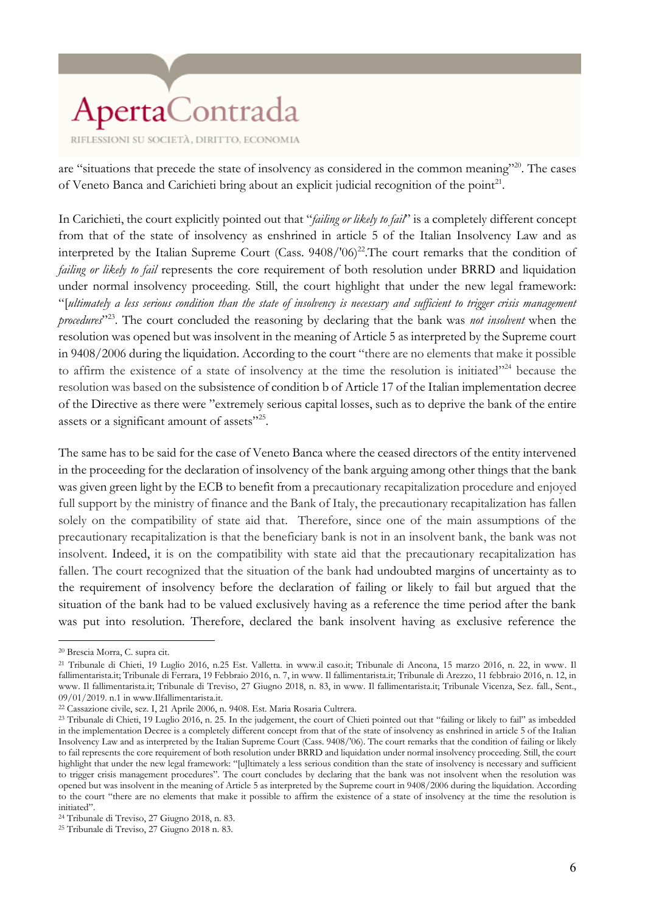are "situations that precede the state of insolvency as considered in the common meaning"[20]. The cases of Veneto Banca and Carichieti bring about an explicit judicial recognition of the point[21].

In Carichieti, the court explicitly pointed out that "*failing or likely to fail*" is a completely different concept from that of the state of insolvency as enshrined in article 5 of the Italian Insolvency Law and as interpreted by the Italian Supreme Court (Cass. 9408/'06)[22].The court remarks that the condition of *failing or likely to fail* represents the core requirement of both resolution under BRRD and liquidation under normal insolvency proceeding. Still, the court highlight that under the new legal framework: "[*ultimately a less serious condition than the state of insolvency is necessary and sufficient to trigger crisis management procedures*"[23]. The court concluded the reasoning by declaring that the bank was *not insolvent* when the resolution was opened but was insolvent in the meaning of Article 5 as interpreted by the Supreme court in 9408/2006 during the liquidation. According to the court "there are no elements that make it possible to affirm the existence of a state of insolvency at the time the resolution is initiated"[24] because the resolution was based on the subsistence of condition b of Article 17 of the Italian implementation decree of the Directive as there were "extremely serious capital losses, such as to deprive the bank of the entire assets or a significant amount of assets"[25].

The same has to be said for the case of Veneto Banca where the ceased directors of the entity intervened in the proceeding for the declaration of insolvency of the bank arguing among other things that the bank was given green light by the ECB to benefit from a precautionary recapitalization procedure and enjoyed full support by the ministry of finance and the Bank of Italy, the precautionary recapitalization has fallen solely on the compatibility of state aid that. Therefore, since one of the main assumptions of the precautionary recapitalization is that the beneficiary bank is not in an insolvent bank, the bank was not insolvent. Indeed, it is on the compatibility with state aid that the precautionary recapitalization has fallen. The court recognized that the situation of the bank had undoubted margins of uncertainty as to the requirement of insolvency before the declaration of failing or likely to fail but argued that the situation of the bank had to be valued exclusively having as a reference the time period after the bank was put into resolution. Therefore, declared the bank insolvent having as exclusive reference the

---

[20] Brescia Morra, C. supra cit.

[21] Tribunale di Chieti, 19 Luglio 2016, n.25 Est. Valletta. in www.il caso.it; Tribunale di Ancona, 15 marzo 2016, n. 22, in www. Il fallimentarista.it; Tribunale di Ferrara, 19 Febbraio 2016, n. 7, in www. Il fallimentarista.it; Tribunale di Arezzo, 11 febbraio 2016, n. 12, in www. Il fallimentarista.it; Tribunale di Treviso, 27 Giugno 2018, n. 83, in www. Il fallimentarista.it; Tribunale Vicenza, Sez. fall., Sent., 09/01/2019. n.1 in www.Ilfallimentarista.it.

[22] Cassazione civile, sez. I, 21 Aprile 2006, n. 9408. Est. Maria Rosaria Cultrera.

[23] Tribunale di Chieti, 19 Luglio 2016, n. 25. In the judgement, the court of Chieti pointed out that "failing or likely to fail" as imbedded in the implementation Decree is a completely different concept from that of the state of insolvency as enshrined in article 5 of the Italian Insolvency Law and as interpreted by the Italian Supreme Court (Cass. 9408/'06). The court remarks that the condition of failing or likely to fail represents the core requirement of both resolution under BRRD and liquidation under normal insolvency proceeding. Still, the court highlight that under the new legal framework: "[u]ltimately a less serious condition than the state of insolvency is necessary and sufficient to trigger crisis management procedures". The court concludes by declaring that the bank was not insolvent when the resolution was opened but was insolvent in the meaning of Article 5 as interpreted by the Supreme court in 9408/2006 during the liquidation. According to the court "there are no elements that make it possible to affirm the existence of a state of insolvency at the time the resolution is initiated".

[24] Tribunale di Treviso, 27 Giugno 2018, n. 83.

[25] Tribunale di Treviso, 27 Giugno 2018 n. 83.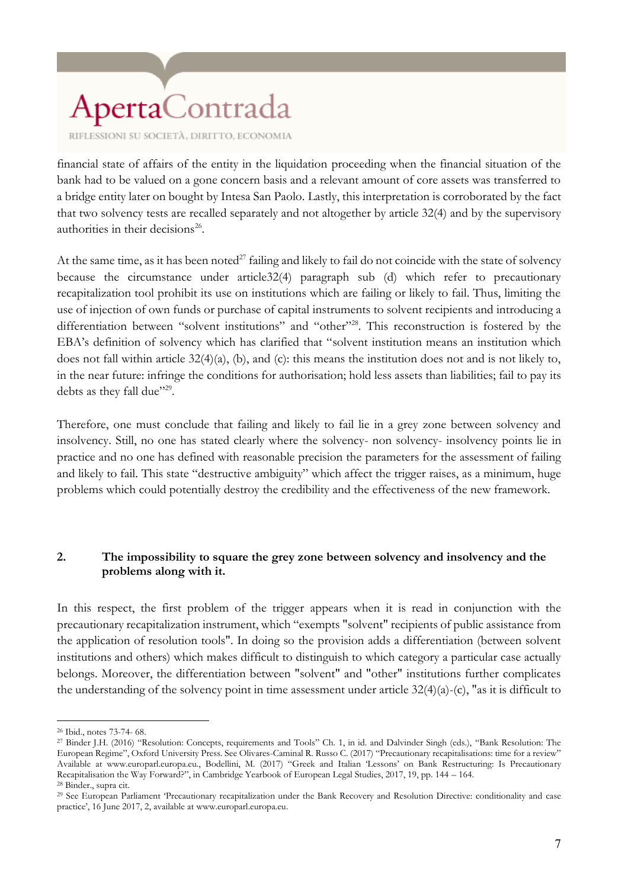financial state of affairs of the entity in the liquidation proceeding when the financial situation of the bank had to be valued on a gone concern basis and a relevant amount of core assets was transferred to a bridge entity later on bought by Intesa San Paolo. Lastly, this interpretation is corroborated by the fact that two solvency tests are recalled separately and not altogether by article 32(4) and by the supervisory authorities in their decisions[26].

At the same time, as it has been noted[27] failing and likely to fail do not coincide with the state of solvency because the circumstance under article32(4) paragraph sub (d) which refer to precautionary recapitalization tool prohibit its use on institutions which are failing or likely to fail. Thus, limiting the use of injection of own funds or purchase of capital instruments to solvent recipients and introducing a differentiation between "solvent institutions" and "other"[28]. This reconstruction is fostered by the EBA's definition of solvency which has clarified that "solvent institution means an institution which does not fall within article 32(4)(a), (b), and (c): this means the institution does not and is not likely to, in the near future: infringe the conditions for authorisation; hold less assets than liabilities; fail to pay its debts as they fall due"[29].

Therefore, one must conclude that failing and likely to fail lie in a grey zone between solvency and insolvency. Still, no one has stated clearly where the solvency- non solvency- insolvency points lie in practice and no one has defined with reasonable precision the parameters for the assessment of failing and likely to fail. This state "destructive ambiguity" which affect the trigger raises, as a minimum, huge problems which could potentially destroy the credibility and the effectiveness of the new framework.

## 2. The impossibility to square the grey zone between solvency and insolvency and the problems along with it.

In this respect, the first problem of the trigger appears when it is read in conjunction with the precautionary recapitalization instrument, which "exempts "solvent" recipients of public assistance from the application of resolution tools". In doing so the provision adds a differentiation (between solvent institutions and others) which makes difficult to distinguish to which category a particular case actually belongs. Moreover, the differentiation between "solvent" and "other" institutions further complicates the understanding of the solvency point in time assessment under article 32(4)(a)-(c), "as it is difficult to

---

[26] Ibid., notes 73-74- 68.

[27] Binder J.H. (2016) "Resolution: Concepts, requirements and Tools" Ch. 1, in id. and Dalvinder Singh (eds.), "Bank Resolution: The European Regime", Oxford University Press. See Olivares-Caminal R. Russo C. (2017) "Precautionary recapitalisations: time for a review" Available at www.europarl.europa.eu., Bodellini, M. (2017) "Greek and Italian 'Lessons' on Bank Restructuring: Is Precautionary Recapitalisation the Way Forward?", in Cambridge Yearbook of European Legal Studies, 2017, 19, pp. 144 – 164.

[28] Binder., supra cit.

[29] See European Parliament 'Precautionary recapitalization under the Bank Recovery and Resolution Directive: conditionality and case practice', 16 June 2017, 2, available at www.europarl.europa.eu.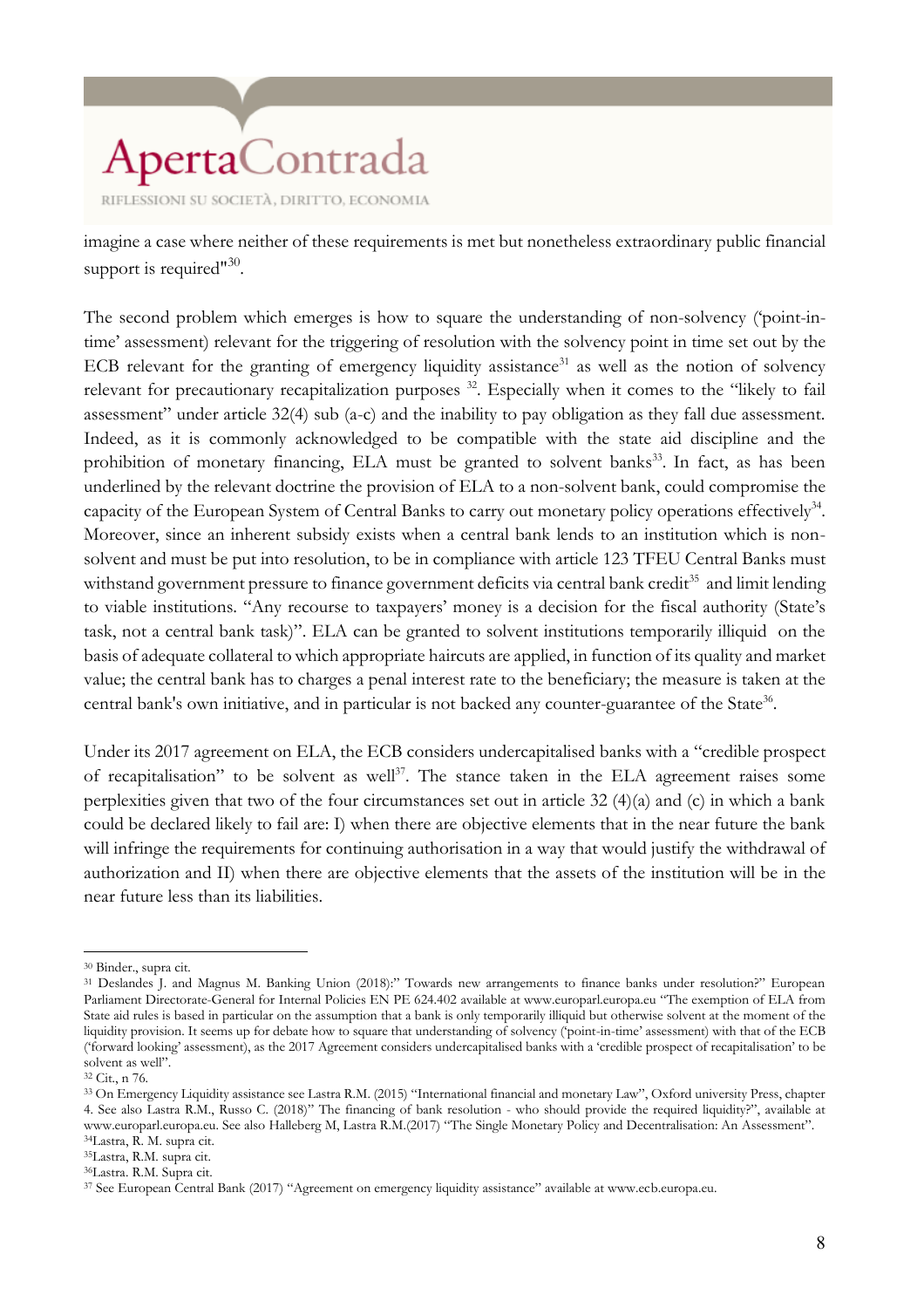imagine a case where neither of these requirements is met but nonetheless extraordinary public financial support is required"[30].

The second problem which emerges is how to square the understanding of non-solvency ('point-in-time' assessment) relevant for the triggering of resolution with the solvency point in time set out by the ECB relevant for the granting of emergency liquidity assistance[31] as well as the notion of solvency relevant for precautionary recapitalization purposes [32]. Especially when it comes to the "likely to fail assessment" under article 32(4) sub (a-c) and the inability to pay obligation as they fall due assessment. Indeed, as it is commonly acknowledged to be compatible with the state aid discipline and the prohibition of monetary financing, ELA must be granted to solvent banks[33]. In fact, as has been underlined by the relevant doctrine the provision of ELA to a non-solvent bank, could compromise the capacity of the European System of Central Banks to carry out monetary policy operations effectively[34]. Moreover, since an inherent subsidy exists when a central bank lends to an institution which is non-solvent and must be put into resolution, to be in compliance with article 123 TFEU Central Banks must withstand government pressure to finance government deficits via central bank credit[35] and limit lending to viable institutions. "Any recourse to taxpayers' money is a decision for the fiscal authority (State's task, not a central bank task)". ELA can be granted to solvent institutions temporarily illiquid on the basis of adequate collateral to which appropriate haircuts are applied, in function of its quality and market value; the central bank has to charges a penal interest rate to the beneficiary; the measure is taken at the central bank's own initiative, and in particular is not backed any counter-guarantee of the State[36].

Under its 2017 agreement on ELA, the ECB considers undercapitalised banks with a "credible prospect of recapitalisation" to be solvent as well[37]. The stance taken in the ELA agreement raises some perplexities given that two of the four circumstances set out in article 32 (4)(a) and (c) in which a bank could be declared likely to fail are: I) when there are objective elements that in the near future the bank will infringe the requirements for continuing authorisation in a way that would justify the withdrawal of authorization and II) when there are objective elements that the assets of the institution will be in the near future less than its liabilities.

---

[30] Binder., supra cit.

[31] Deslandes J. and Magnus M. Banking Union (2018):" Towards new arrangements to finance banks under resolution?" European Parliament Directorate-General for Internal Policies EN PE 624.402 available at www.europarl.europa.eu "The exemption of ELA from State aid rules is based in particular on the assumption that a bank is only temporarily illiquid but otherwise solvent at the moment of the liquidity provision. It seems up for debate how to square that understanding of solvency ('point-in-time' assessment) with that of the ECB ('forward looking' assessment), as the 2017 Agreement considers undercapitalised banks with a 'credible prospect of recapitalisation' to be solvent as well".

[32] Cit., n 76.

[33] On Emergency Liquidity assistance see Lastra R.M. (2015) "International financial and monetary Law", Oxford university Press, chapter 4. See also Lastra R.M., Russo C. (2018)" The financing of bank resolution - who should provide the required liquidity?", available at www.europarl.europa.eu. See also Halleberg M, Lastra R.M.(2017) "The Single Monetary Policy and Decentralisation: An Assessment".

[34] Lastra, R. M. supra cit.

[35] Lastra, R.M. supra cit.

[36] Lastra. R.M. Supra cit.

[37] See European Central Bank (2017) "Agreement on emergency liquidity assistance" available at www.ecb.europa.eu.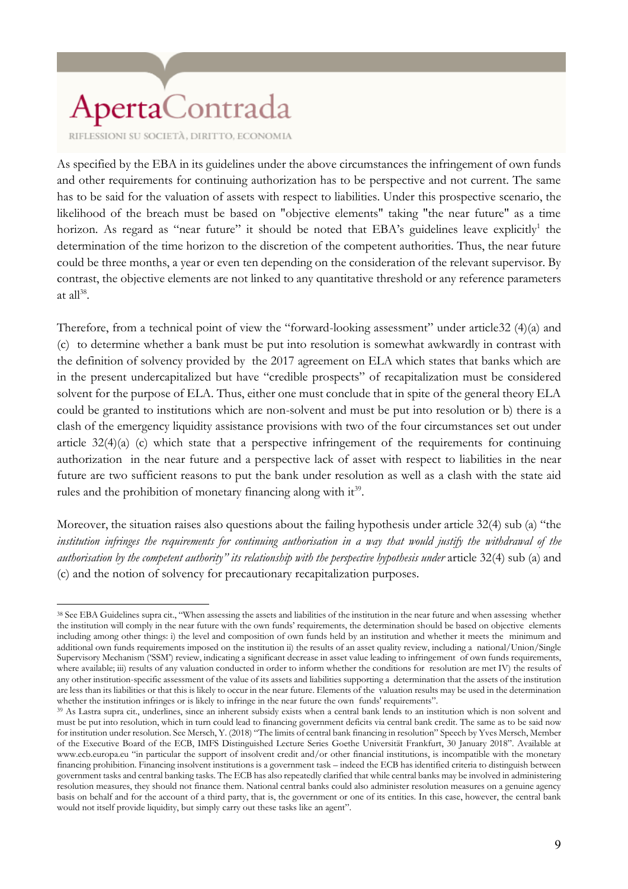As specified by the EBA in its guidelines under the above circumstances the infringement of own funds and other requirements for continuing authorization has to be perspective and not current. The same has to be said for the valuation of assets with respect to liabilities. Under this prospective scenario, the likelihood of the breach must be based on "objective elements" taking "the near future" as a time horizon. As regard as "near future" it should be noted that EBA's guidelines leave explicitly[1] the determination of the time horizon to the discretion of the competent authorities. Thus, the near future could be three months, a year or even ten depending on the consideration of the relevant supervisor. By contrast, the objective elements are not linked to any quantitative threshold or any reference parameters at all[38].

Therefore, from a technical point of view the "forward-looking assessment" under article32 (4)(a) and (c) to determine whether a bank must be put into resolution is somewhat awkwardly in contrast with the definition of solvency provided by the 2017 agreement on ELA which states that banks which are in the present undercapitalized but have "credible prospects" of recapitalization must be considered solvent for the purpose of ELA. Thus, either one must conclude that in spite of the general theory ELA could be granted to institutions which are non-solvent and must be put into resolution or b) there is a clash of the emergency liquidity assistance provisions with two of the four circumstances set out under article 32(4)(a) (c) which state that a perspective infringement of the requirements for continuing authorization in the near future and a perspective lack of asset with respect to liabilities in the near future are two sufficient reasons to put the bank under resolution as well as a clash with the state aid rules and the prohibition of monetary financing along with it[39].

Moreover, the situation raises also questions about the failing hypothesis under article 32(4) sub (a) "the *institution infringes the requirements for continuing authorisation in a way that would justify the withdrawal of the authorisation by the competent authority" its relationship with the perspective hypothesis under* article 32(4) sub (a) and (c) and the notion of solvency for precautionary recapitalization purposes.

---

[38] See EBA Guidelines supra cit., "When assessing the assets and liabilities of the institution in the near future and when assessing whether the institution will comply in the near future with the own funds' requirements, the determination should be based on objective elements including among other things: i) the level and composition of own funds held by an institution and whether it meets the minimum and additional own funds requirements imposed on the institution ii) the results of an asset quality review, including a national/Union/Single Supervisory Mechanism ('SSM') review, indicating a significant decrease in asset value leading to infringement of own funds requirements, where available; iii) results of any valuation conducted in order to inform whether the conditions for resolution are met IV) the results of any other institution-specific assessment of the value of its assets and liabilities supporting a determination that the assets of the institution are less than its liabilities or that this is likely to occur in the near future. Elements of the valuation results may be used in the determination whether the institution infringes or is likely to infringe in the near future the own funds' requirements".

[39] As Lastra supra cit., underlines, since an inherent subsidy exists when a central bank lends to an institution which is non solvent and must be put into resolution, which in turn could lead to financing government deficits via central bank credit. The same as to be said now for institution under resolution. See Mersch, Y. (2018) "The limits of central bank financing in resolution" Speech by Yves Mersch, Member of the Executive Board of the ECB, IMFS Distinguished Lecture Series Goethe Universität Frankfurt, 30 January 2018". Available at www.ecb.europa.eu "in particular the support of insolvent credit and/or other financial institutions, is incompatible with the monetary financing prohibition. Financing insolvent institutions is a government task – indeed the ECB has identified criteria to distinguish between government tasks and central banking tasks. The ECB has also repeatedly clarified that while central banks may be involved in administering resolution measures, they should not finance them. National central banks could also administer resolution measures on a genuine agency basis on behalf and for the account of a third party, that is, the government or one of its entities. In this case, however, the central bank would not itself provide liquidity, but simply carry out these tasks like an agent".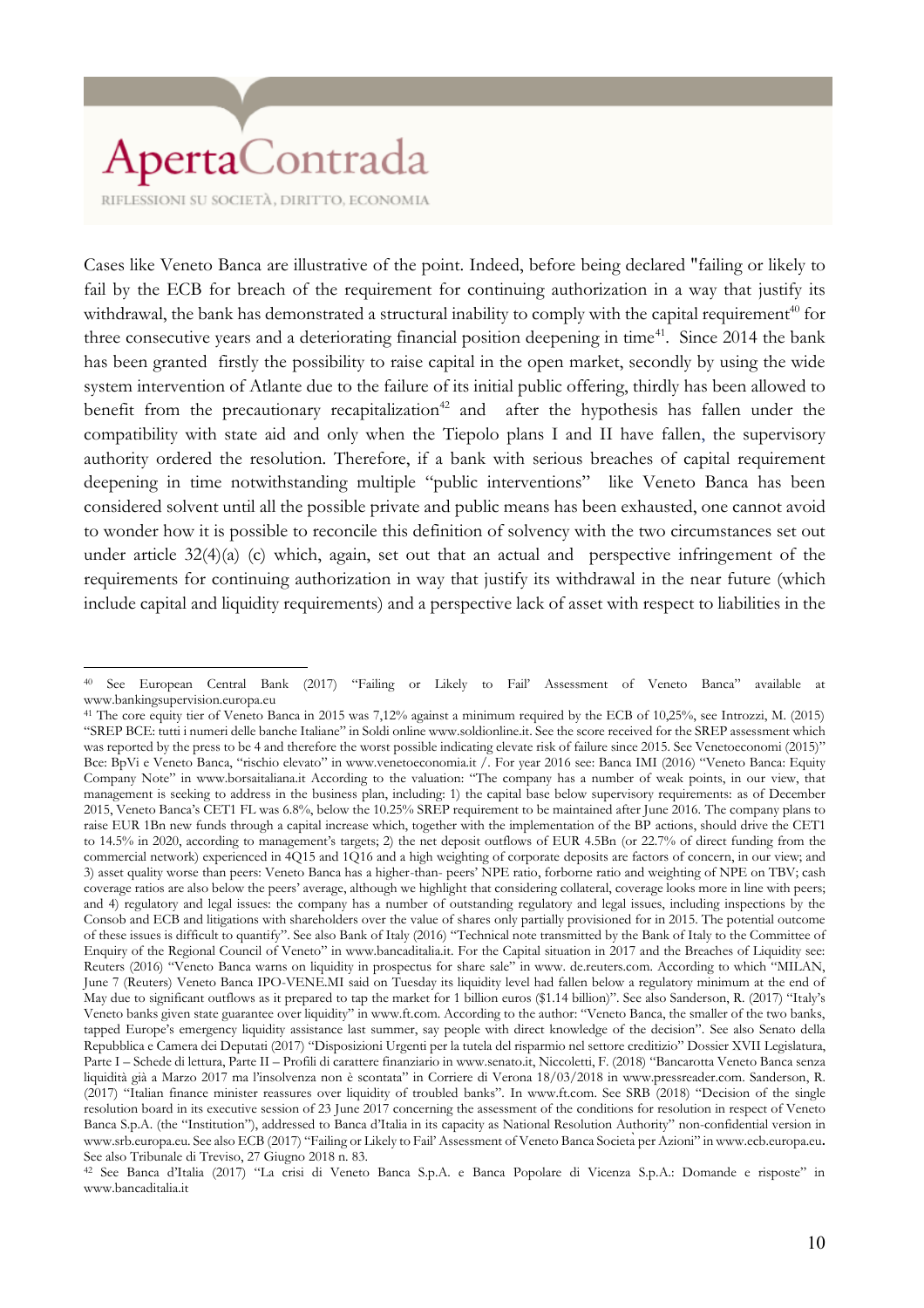Cases like Veneto Banca are illustrative of the point. Indeed, before being declared "failing or likely to fail by the ECB for breach of the requirement for continuing authorization in a way that justify its withdrawal, the bank has demonstrated a structural inability to comply with the capital requirement[40] for three consecutive years and a deteriorating financial position deepening in time[41]. Since 2014 the bank has been granted firstly the possibility to raise capital in the open market, secondly by using the wide system intervention of Atlante due to the failure of its initial public offering, thirdly has been allowed to benefit from the precautionary recapitalization[42] and after the hypothesis has fallen under the compatibility with state aid and only when the Tiepolo plans I and II have fallen, the supervisory authority ordered the resolution. Therefore, if a bank with serious breaches of capital requirement deepening in time notwithstanding multiple "public interventions" like Veneto Banca has been considered solvent until all the possible private and public means has been exhausted, one cannot avoid to wonder how it is possible to reconcile this definition of solvency with the two circumstances set out under article 32(4)(a) (c) which, again, set out that an actual and perspective infringement of the requirements for continuing authorization in way that justify its withdrawal in the near future (which include capital and liquidity requirements) and a perspective lack of asset with respect to liabilities in the

---

[40] See European Central Bank (2017) "Failing or Likely to Fail' Assessment of Veneto Banca" available at www.bankingsupervision.europa.eu

[41] The core equity tier of Veneto Banca in 2015 was 7,12% against a minimum required by the ECB of 10,25%, see Introzzi, M. (2015) "SREP BCE: tutti i numeri delle banche Italiane" in Soldi online www.soldionline.it. See the score received for the SREP assessment which was reported by the press to be 4 and therefore the worst possible indicating elevate risk of failure since 2015. See Venetoeconomi (2015)" Bce: BpVi e Veneto Banca, "rischio elevato" in www.venetoeconomia.it /. For year 2016 see: Banca IMI (2016) "Veneto Banca: Equity Company Note" in www.borsaitaliana.it According to the valuation: "The company has a number of weak points, in our view, that management is seeking to address in the business plan, including: 1) the capital base below supervisory requirements: as of December 2015, Veneto Banca's CET1 FL was 6.8%, below the 10.25% SREP requirement to be maintained after June 2016. The company plans to raise EUR 1Bn new funds through a capital increase which, together with the implementation of the BP actions, should drive the CET1 to 14.5% in 2020, according to management's targets; 2) the net deposit outflows of EUR 4.5Bn (or 22.7% of direct funding from the commercial network) experienced in 4Q15 and 1Q16 and a high weighting of corporate deposits are factors of concern, in our view; and 3) asset quality worse than peers: Veneto Banca has a higher-than- peers' NPE ratio, forborne ratio and weighting of NPE on TBV; cash coverage ratios are also below the peers' average, although we highlight that considering collateral, coverage looks more in line with peers; and 4) regulatory and legal issues: the company has a number of outstanding regulatory and legal issues, including inspections by the Consob and ECB and litigations with shareholders over the value of shares only partially provisioned for in 2015. The potential outcome of these issues is difficult to quantify". See also Bank of Italy (2016) "Technical note transmitted by the Bank of Italy to the Committee of Enquiry of the Regional Council of Veneto" in www.bancaditalia.it. For the Capital situation in 2017 and the Breaches of Liquidity see: Reuters (2016) "Veneto Banca warns on liquidity in prospectus for share sale" in www. de.reuters.com. According to which "MILAN, June 7 (Reuters) Veneto Banca IPO-VENE.MI said on Tuesday its liquidity level had fallen below a regulatory minimum at the end of May due to significant outflows as it prepared to tap the market for 1 billion euros ($1.14 billion)". See also Sanderson, R. (2017) "Italy's Veneto banks given state guarantee over liquidity" in www.ft.com. According to the author: "Veneto Banca, the smaller of the two banks, tapped Europe's emergency liquidity assistance last summer, say people with direct knowledge of the decision". See also Senato della Repubblica e Camera dei Deputati (2017) "Disposizioni Urgenti per la tutela del risparmio nel settore creditizio" Dossier XVII Legislatura, Parte I – Schede di lettura, Parte II – Profili di carattere finanziario in www.senato.it, Niccoletti, F. (2018) "Bancarotta Veneto Banca senza liquidità già a Marzo 2017 ma l'insolvenza non è scontata" in Corriere di Verona 18/03/2018 in www.pressreader.com. Sanderson, R. (2017) "Italian finance minister reassures over liquidity of troubled banks". In www.ft.com. See SRB (2018) "Decision of the single resolution board in its executive session of 23 June 2017 concerning the assessment of the conditions for resolution in respect of Veneto Banca S.p.A. (the "Institution"), addressed to Banca d'Italia in its capacity as National Resolution Authority" non-confidential version in www.srb.europa.eu. See also ECB (2017) "Failing or Likely to Fail' Assessment of Veneto Banca Società per Azioni" in www.ecb.europa.eu**.** See also Tribunale di Treviso, 27 Giugno 2018 n. 83.

[42] See Banca d'Italia (2017) "La crisi di Veneto Banca S.p.A. e Banca Popolare di Vicenza S.p.A.: Domande e risposte" in www.bancaditalia.it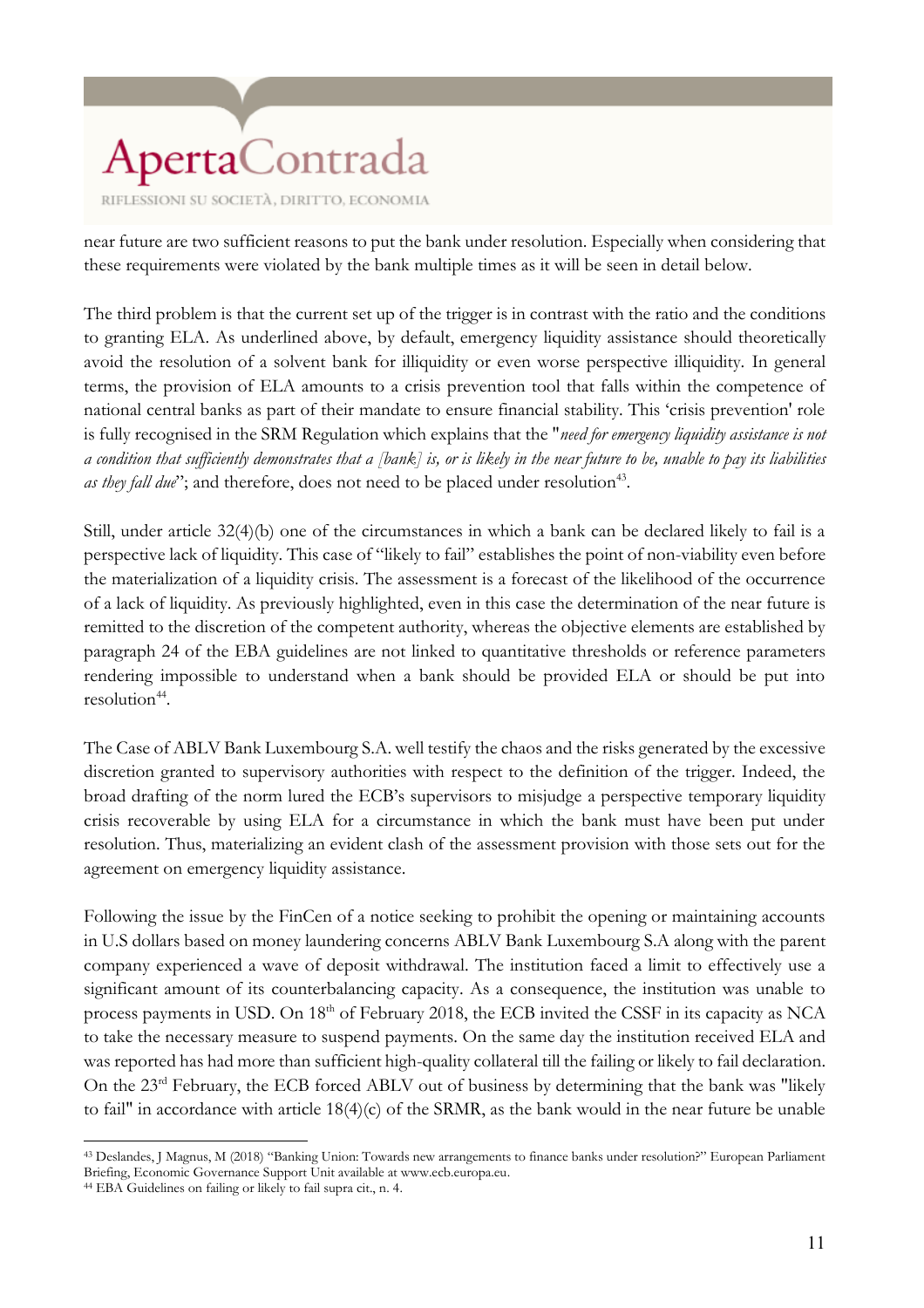near future are two sufficient reasons to put the bank under resolution. Especially when considering that these requirements were violated by the bank multiple times as it will be seen in detail below.

The third problem is that the current set up of the trigger is in contrast with the ratio and the conditions to granting ELA. As underlined above, by default, emergency liquidity assistance should theoretically avoid the resolution of a solvent bank for illiquidity or even worse perspective illiquidity. In general terms, the provision of ELA amounts to a crisis prevention tool that falls within the competence of national central banks as part of their mandate to ensure financial stability. This 'crisis prevention' role is fully recognised in the SRM Regulation which explains that the "*need for emergency liquidity assistance is not a condition that sufficiently demonstrates that a [bank] is, or is likely in the near future to be, unable to pay its liabilities as they fall due*"; and therefore, does not need to be placed under resolution[43].

Still, under article 32(4)(b) one of the circumstances in which a bank can be declared likely to fail is a perspective lack of liquidity. This case of "likely to fail" establishes the point of non-viability even before the materialization of a liquidity crisis. The assessment is a forecast of the likelihood of the occurrence of a lack of liquidity. As previously highlighted, even in this case the determination of the near future is remitted to the discretion of the competent authority, whereas the objective elements are established by paragraph 24 of the EBA guidelines are not linked to quantitative thresholds or reference parameters rendering impossible to understand when a bank should be provided ELA or should be put into resolution[44].

The Case of ABLV Bank Luxembourg S.A. well testify the chaos and the risks generated by the excessive discretion granted to supervisory authorities with respect to the definition of the trigger. Indeed, the broad drafting of the norm lured the ECB's supervisors to misjudge a perspective temporary liquidity crisis recoverable by using ELA for a circumstance in which the bank must have been put under resolution. Thus, materializing an evident clash of the assessment provision with those sets out for the agreement on emergency liquidity assistance.

Following the issue by the FinCen of a notice seeking to prohibit the opening or maintaining accounts in U.S dollars based on money laundering concerns ABLV Bank Luxembourg S.A along with the parent company experienced a wave of deposit withdrawal. The institution faced a limit to effectively use a significant amount of its counterbalancing capacity. As a consequence, the institution was unable to process payments in USD. On 18th of February 2018, the ECB invited the CSSF in its capacity as NCA to take the necessary measure to suspend payments. On the same day the institution received ELA and was reported has had more than sufficient high-quality collateral till the failing or likely to fail declaration. On the 23rd February, the ECB forced ABLV out of business by determining that the bank was "likely to fail" in accordance with article 18(4)(c) of the SRMR, as the bank would in the near future be unable

[43] Deslandes, J Magnus, M (2018) "Banking Union: Towards new arrangements to finance banks under resolution?" European Parliament Briefing, Economic Governance Support Unit available at www.ecb.europa.eu.

[44] EBA Guidelines on failing or likely to fail supra cit., n. 4.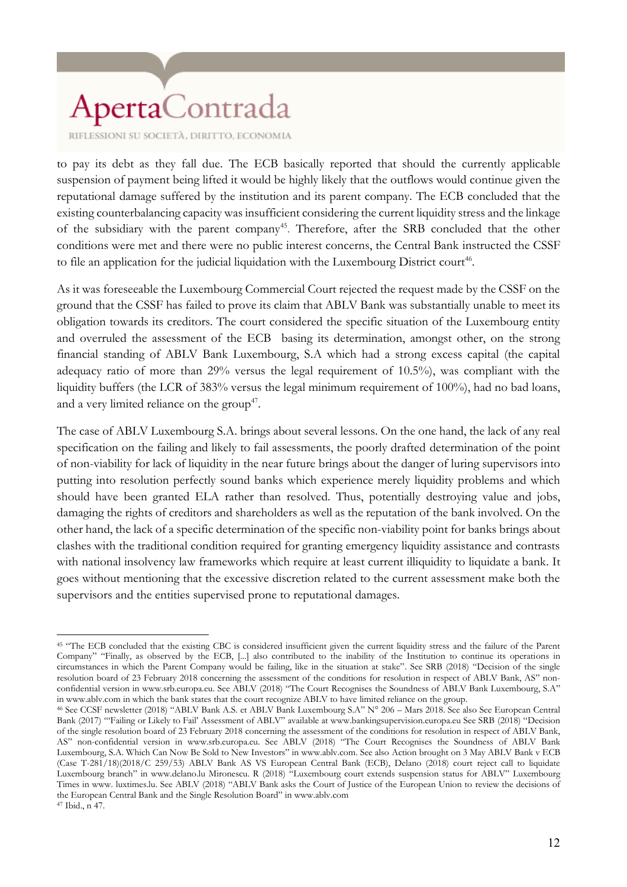to pay its debt as they fall due. The ECB basically reported that should the currently applicable suspension of payment being lifted it would be highly likely that the outflows would continue given the reputational damage suffered by the institution and its parent company. The ECB concluded that the existing counterbalancing capacity was insufficient considering the current liquidity stress and the linkage of the subsidiary with the parent company[45]. Therefore, after the SRB concluded that the other conditions were met and there were no public interest concerns, the Central Bank instructed the CSSF to file an application for the judicial liquidation with the Luxembourg District court[46].

As it was foreseeable the Luxembourg Commercial Court rejected the request made by the CSSF on the ground that the CSSF has failed to prove its claim that ABLV Bank was substantially unable to meet its obligation towards its creditors. The court considered the specific situation of the Luxembourg entity and overruled the assessment of the ECB basing its determination, amongst other, on the strong financial standing of ABLV Bank Luxembourg, S.A which had a strong excess capital (the capital adequacy ratio of more than 29% versus the legal requirement of 10.5%), was compliant with the liquidity buffers (the LCR of 383% versus the legal minimum requirement of 100%), had no bad loans, and a very limited reliance on the group[47].

The case of ABLV Luxembourg S.A. brings about several lessons. On the one hand, the lack of any real specification on the failing and likely to fail assessments, the poorly drafted determination of the point of non-viability for lack of liquidity in the near future brings about the danger of luring supervisors into putting into resolution perfectly sound banks which experience merely liquidity problems and which should have been granted ELA rather than resolved. Thus, potentially destroying value and jobs, damaging the rights of creditors and shareholders as well as the reputation of the bank involved. On the other hand, the lack of a specific determination of the specific non-viability point for banks brings about clashes with the traditional condition required for granting emergency liquidity assistance and contrasts with national insolvency law frameworks which require at least current illiquidity to liquidate a bank. It goes without mentioning that the excessive discretion related to the current assessment make both the supervisors and the entities supervised prone to reputational damages.

---

[45] "The ECB concluded that the existing CBC is considered insufficient given the current liquidity stress and the failure of the Parent Company" "Finally, as observed by the ECB, [...] also contributed to the inability of the Institution to continue its operations in circumstances in which the Parent Company would be failing, like in the situation at stake". See SRB (2018) "Decision of the single resolution board of 23 February 2018 concerning the assessment of the conditions for resolution in respect of ABLV Bank, AS" non-confidential version in www.srb.europa.eu. See ABLV (2018) "The Court Recognises the Soundness of ABLV Bank Luxembourg, S.A" in www.ablv.com in which the bank states that the court recognize ABLV to have limited reliance on the group.

[46] See CCSF newsletter (2018) "ABLV Bank A.S. et ABLV Bank Luxembourg S.A" N° 206 – Mars 2018. See also See European Central Bank (2017) "'Failing or Likely to Fail' Assessment of ABLV" available at www.bankingsupervision.europa.eu See SRB (2018) "Decision of the single resolution board of 23 February 2018 concerning the assessment of the conditions for resolution in respect of ABLV Bank, AS" non-confidential version in www.srb.europa.eu. See ABLV (2018) "The Court Recognises the Soundness of ABLV Bank Luxembourg, S.A. Which Can Now Be Sold to New Investors" in www.ablv.com. See also Action brought on 3 May ABLV Bank v ECB (Case T-281/18)(2018/C 259/53) ABLV Bank AS VS European Central Bank (ECB), Delano (2018) court reject call to liquidate Luxembourg branch" in www.delano.lu Mironescu. R (2018) "Luxembourg court extends suspension status for ABLV" Luxembourg Times in www. luxtimes.lu. See ABLV (2018) "ABLV Bank asks the Court of Justice of the European Union to review the decisions of the European Central Bank and the Single Resolution Board" in www.ablv.com

[47] Ibid., n 47.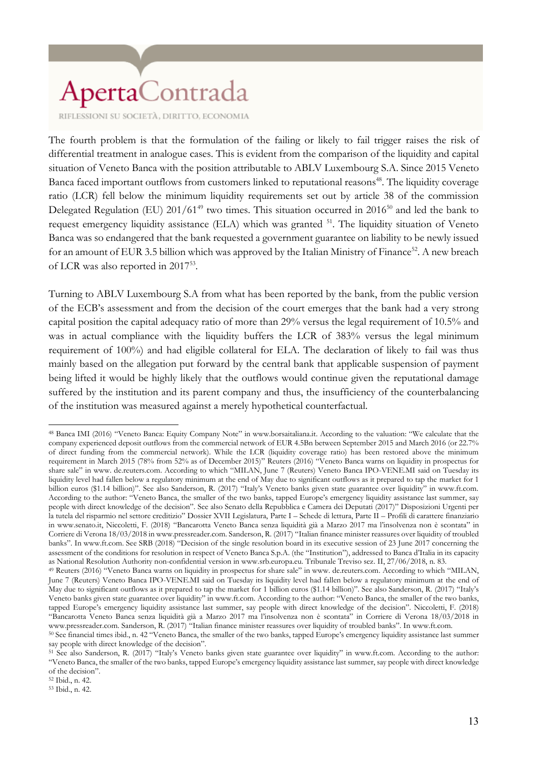The fourth problem is that the formulation of the failing or likely to fail trigger raises the risk of differential treatment in analogue cases. This is evident from the comparison of the liquidity and capital situation of Veneto Banca with the position attributable to ABLV Luxembourg S.A. Since 2015 Veneto Banca faced important outflows from customers linked to reputational reasons[48]. The liquidity coverage ratio (LCR) fell below the minimum liquidity requirements set out by article 38 of the commission Delegated Regulation (EU) 201/61[49] two times. This situation occurred in 2016[50] and led the bank to request emergency liquidity assistance (ELA) which was granted [51]. The liquidity situation of Veneto Banca was so endangered that the bank requested a government guarantee on liability to be newly issued for an amount of EUR 3.5 billion which was approved by the Italian Ministry of Finance[52]. A new breach of LCR was also reported in 2017[53].

Turning to ABLV Luxembourg S.A from what has been reported by the bank, from the public version of the ECB's assessment and from the decision of the court emerges that the bank had a very strong capital position the capital adequacy ratio of more than 29% versus the legal requirement of 10.5% and was in actual compliance with the liquidity buffers the LCR of 383% versus the legal minimum requirement of 100%) and had eligible collateral for ELA. The declaration of likely to fail was thus mainly based on the allegation put forward by the central bank that applicable suspension of payment being lifted it would be highly likely that the outflows would continue given the reputational damage suffered by the institution and its parent company and thus, the insufficiency of the counterbalancing of the institution was measured against a merely hypothetical counterfactual.

---

[48] Banca IMI (2016) "Veneto Banca: Equity Company Note" in www.borsaitaliana.it. According to the valuation: "We calculate that the company experienced deposit outflows from the commercial network of EUR 4.5Bn between September 2015 and March 2016 (or 22.7% of direct funding from the commercial network). While the LCR (liquidity coverage ratio) has been restored above the minimum requirement in March 2015 (78% from 52% as of December 2015)" Reuters (2016) "Veneto Banca warns on liquidity in prospectus for share sale" in www. de.reuters.com. According to which "MILAN, June 7 (Reuters) Veneto Banca IPO-VENE.MI said on Tuesday its liquidity level had fallen below a regulatory minimum at the end of May due to significant outflows as it prepared to tap the market for 1 billion euros ($1.14 billion)". See also Sanderson, R. (2017) "Italy's Veneto banks given state guarantee over liquidity" in www.ft.com. According to the author: "Veneto Banca, the smaller of the two banks, tapped Europe's emergency liquidity assistance last summer, say people with direct knowledge of the decision". See also Senato della Repubblica e Camera dei Deputati (2017)" Disposizioni Urgenti per la tutela del risparmio nel settore creditizio" Dossier XVII Legislatura, Parte I – Schede di lettura, Parte II – Profili di carattere finanziario in www.senato.it, Niccoletti, F. (2018) "Bancarotta Veneto Banca senza liquidità già a Marzo 2017 ma l'insolvenza non è scontata" in Corriere di Verona 18/03/2018 in www.pressreader.com. Sanderson, R. (2017) "Italian finance minister reassures over liquidity of troubled banks". In www.ft.com. See SRB (2018) "Decision of the single resolution board in its executive session of 23 June 2017 concerning the assessment of the conditions for resolution in respect of Veneto Banca S.p.A. (the "Institution"), addressed to Banca d'Italia in its capacity as National Resolution Authority non-confidential version in www.srb.europa.eu. Tribunale Treviso sez. II, 27/06/2018, n. 83.

[49] Reuters (2016) "Veneto Banca warns on liquidity in prospectus for share sale" in www. de.reuters.com. According to which "MILAN, June 7 (Reuters) Veneto Banca IPO-VENE.MI said on Tuesday its liquidity level had fallen below a regulatory minimum at the end of May due to significant outflows as it prepared to tap the market for 1 billion euros ($1.14 billion)". See also Sanderson, R. (2017) "Italy's Veneto banks given state guarantee over liquidity" in www.ft.com. According to the author: "Veneto Banca, the smaller of the two banks, tapped Europe's emergency liquidity assistance last summer, say people with direct knowledge of the decision". Niccoletti, F. (2018) "Bancarotta Veneto Banca senza liquidità già a Marzo 2017 ma l'insolvenza non è scontata" in Corriere di Verona 18/03/2018 in www.pressreader.com. Sanderson, R. (2017) "Italian finance minister reassures over liquidity of troubled banks". In www.ft.com.

[50] See financial times ibid., n. 42 "Veneto Banca, the smaller of the two banks, tapped Europe's emergency liquidity assistance last summer say people with direct knowledge of the decision".

[51] See also Sanderson, R. (2017) "Italy's Veneto banks given state guarantee over liquidity" in www.ft.com. According to the author: "Veneto Banca, the smaller of the two banks, tapped Europe's emergency liquidity assistance last summer, say people with direct knowledge of the decision".

[52] Ibid., n. 42.

[53] Ibid., n. 42.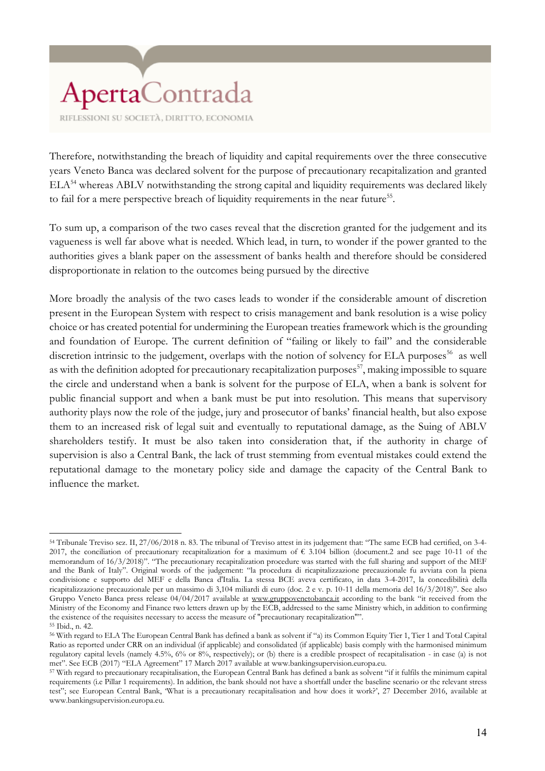Therefore, notwithstanding the breach of liquidity and capital requirements over the three consecutive years Veneto Banca was declared solvent for the purpose of precautionary recapitalization and granted ELA[54] whereas ABLV notwithstanding the strong capital and liquidity requirements was declared likely to fail for a mere perspective breach of liquidity requirements in the near future[55].

To sum up, a comparison of the two cases reveal that the discretion granted for the judgement and its vagueness is well far above what is needed. Which lead, in turn, to wonder if the power granted to the authorities gives a blank paper on the assessment of banks health and therefore should be considered disproportionate in relation to the outcomes being pursued by the directive

More broadly the analysis of the two cases leads to wonder if the considerable amount of discretion present in the European System with respect to crisis management and bank resolution is a wise policy choice or has created potential for undermining the European treaties framework which is the grounding and foundation of Europe. The current definition of "failing or likely to fail" and the considerable discretion intrinsic to the judgement, overlaps with the notion of solvency for ELA purposes[56] as well as with the definition adopted for precautionary recapitalization purposes[57], making impossible to square the circle and understand when a bank is solvent for the purpose of ELA, when a bank is solvent for public financial support and when a bank must be put into resolution. This means that supervisory authority plays now the role of the judge, jury and prosecutor of banks' financial health, but also expose them to an increased risk of legal suit and eventually to reputational damage, as the Suing of ABLV shareholders testify. It must be also taken into consideration that, if the authority in charge of supervision is also a Central Bank, the lack of trust stemming from eventual mistakes could extend the reputational damage to the monetary policy side and damage the capacity of the Central Bank to influence the market.

---

[54] Tribunale Treviso sez. II, 27/06/2018 n. 83. The tribunal of Treviso attest in its judgement that: "The same ECB had certified, on 3-4-2017, the conciliation of precautionary recapitalization for a maximum of € 3.104 billion (document.2 and see page 10-11 of the memorandum of 16/3/2018)". "The precautionary recapitalization procedure was started with the full sharing and support of the MEF and the Bank of Italy". Original words of the judgement: "la procedura di ricapitalizzazione precauzionale fu avviata con la piena condivisione e supporto del MEF e della Banca d'Italia. La stessa BCE aveva certificato, in data 3-4-2017, la concedibilità della ricapitalizzazione precauzionale per un massimo di 3,104 miliardi di euro (doc. 2 e v. p. 10-11 della memoria del 16/3/2018)". See also Gruppo Veneto Banca press release 04/04/2017 available at www.gruppovenetobanca.it according to the bank "it received from the Ministry of the Economy and Finance two letters drawn up by the ECB, addressed to the same Ministry which, in addition to confirming the existence of the requisites necessary to access the measure of "precautionary recapitalization"".

[55] Ibid., n. 42.

[56] With regard to ELA The European Central Bank has defined a bank as solvent if "a) its Common Equity Tier 1, Tier 1 and Total Capital Ratio as reported under CRR on an individual (if applicable) and consolidated (if applicable) basis comply with the harmonised minimum regulatory capital levels (namely 4.5%, 6% or 8%, respectively); or (b) there is a credible prospect of recapitalisation - in case (a) is not met". See ECB (2017) "ELA Agreement" 17 March 2017 available at www.bankingsupervision.europa.eu.

[57] With regard to precautionary recapitalisation, the European Central Bank has defined a bank as solvent "if it fulfils the minimum capital requirements (i.e Pillar 1 requirements). In addition, the bank should not have a shortfall under the baseline scenario or the relevant stress test"; see European Central Bank, 'What is a precautionary recapitalisation and how does it work?', 27 December 2016, available at www.bankingsupervision.europa.eu.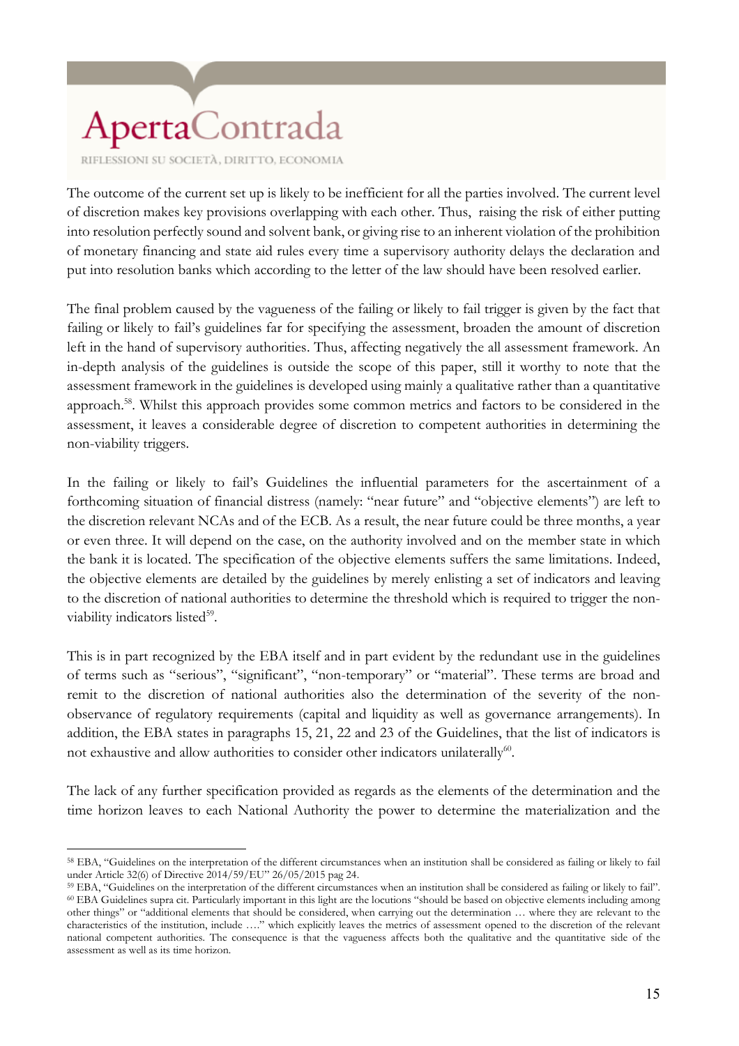The outcome of the current set up is likely to be inefficient for all the parties involved. The current level of discretion makes key provisions overlapping with each other. Thus, raising the risk of either putting into resolution perfectly sound and solvent bank, or giving rise to an inherent violation of the prohibition of monetary financing and state aid rules every time a supervisory authority delays the declaration and put into resolution banks which according to the letter of the law should have been resolved earlier.

The final problem caused by the vagueness of the failing or likely to fail trigger is given by the fact that failing or likely to fail's guidelines far for specifying the assessment, broaden the amount of discretion left in the hand of supervisory authorities. Thus, affecting negatively the all assessment framework. An in-depth analysis of the guidelines is outside the scope of this paper, still it worthy to note that the assessment framework in the guidelines is developed using mainly a qualitative rather than a quantitative approach.[58]. Whilst this approach provides some common metrics and factors to be considered in the assessment, it leaves a considerable degree of discretion to competent authorities in determining the non-viability triggers.

In the failing or likely to fail's Guidelines the influential parameters for the ascertainment of a forthcoming situation of financial distress (namely: "near future" and "objective elements") are left to the discretion relevant NCAs and of the ECB. As a result, the near future could be three months, a year or even three. It will depend on the case, on the authority involved and on the member state in which the bank it is located. The specification of the objective elements suffers the same limitations. Indeed, the objective elements are detailed by the guidelines by merely enlisting a set of indicators and leaving to the discretion of national authorities to determine the threshold which is required to trigger the non-viability indicators listed[59].

This is in part recognized by the EBA itself and in part evident by the redundant use in the guidelines of terms such as "serious", "significant", "non-temporary" or "material". These terms are broad and remit to the discretion of national authorities also the determination of the severity of the non-observance of regulatory requirements (capital and liquidity as well as governance arrangements). In addition, the EBA states in paragraphs 15, 21, 22 and 23 of the Guidelines, that the list of indicators is not exhaustive and allow authorities to consider other indicators unilaterally[60].

The lack of any further specification provided as regards as the elements of the determination and the time horizon leaves to each National Authority the power to determine the materialization and the

---

[58] EBA, "Guidelines on the interpretation of the different circumstances when an institution shall be considered as failing or likely to fail under Article 32(6) of Directive 2014/59/EU" 26/05/2015 pag 24.

[59] EBA, "Guidelines on the interpretation of the different circumstances when an institution shall be considered as failing or likely to fail".

[60] EBA Guidelines supra cit. Particularly important in this light are the locutions "should be based on objective elements including among other things" or "additional elements that should be considered, when carrying out the determination … where they are relevant to the characteristics of the institution, include …." which explicitly leaves the metrics of assessment opened to the discretion of the relevant national competent authorities. The consequence is that the vagueness affects both the qualitative and the quantitative side of the assessment as well as its time horizon.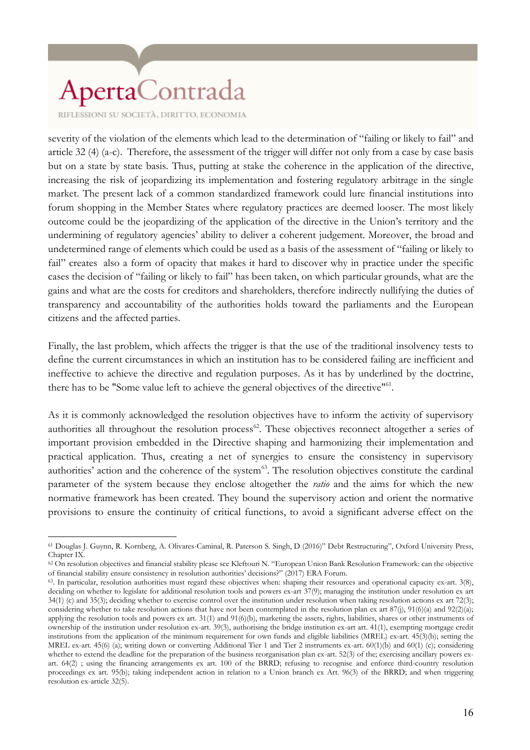severity of the violation of the elements which lead to the determination of "failing or likely to fail" and article 32 (4) (a-c). Therefore, the assessment of the trigger will differ not only from a case by case basis but on a state by state basis. Thus, putting at stake the coherence in the application of the directive, increasing the risk of jeopardizing its implementation and fostering regulatory arbitrage in the single market. The present lack of a common standardized framework could lure financial institutions into forum shopping in the Member States where regulatory practices are deemed looser. The most likely outcome could be the jeopardizing of the application of the directive in the Union's territory and the undermining of regulatory agencies' ability to deliver a coherent judgement. Moreover, the broad and undetermined range of elements which could be used as a basis of the assessment of "failing or likely to fail" creates also a form of opacity that makes it hard to discover why in practice under the specific cases the decision of "failing or likely to fail" has been taken, on which particular grounds, what are the gains and what are the costs for creditors and shareholders, therefore indirectly nullifying the duties of transparency and accountability of the authorities holds toward the parliaments and the European citizens and the affected parties.

Finally, the last problem, which affects the trigger is that the use of the traditional insolvency tests to define the current circumstances in which an institution has to be considered failing are inefficient and ineffective to achieve the directive and regulation purposes. As it has by underlined by the doctrine, there has to be "Some value left to achieve the general objectives of the directive"[61].

As it is commonly acknowledged the resolution objectives have to inform the activity of supervisory authorities all throughout the resolution process[62]. These objectives reconnect altogether a series of important provision embedded in the Directive shaping and harmonizing their implementation and practical application. Thus, creating a net of synergies to ensure the consistency in supervisory authorities' action and the coherence of the system[63]. The resolution objectives constitute the cardinal parameter of the system because they enclose altogether the *ratio* and the aims for which the new normative framework has been created. They bound the supervisory action and orient the normative provisions to ensure the continuity of critical functions, to avoid a significant adverse effect on the

---

[61] Douglas J. Guynn, R. Kornberg, A. Olivares-Caminal, R. Paterson S. Singh, D (2016)" Debt Restructuring", Oxford University Press, Chapter IX.

[62] On resolution objectives and financial stability please see Kleftouri N. "European Union Bank Resolution Framework: can the objective of financial stability ensure consistency in resolution authorities' decisions?" (2017) ERA Forum.

[63]. In particular, resolution authorities must regard these objectives when: shaping their resources and operational capacity ex-art. 3(8), deciding on whether to legislate for additional resolution tools and powers ex-art 37(9); managing the institution under resolution ex art 34(1) (c) and 35(3); deciding whether to exercise control over the institution under resolution when taking resolution actions ex art 72(3); considering whether to take resolution actions that have not been contemplated in the resolution plan ex art 87(j), 91(6)(a) and 92(2)(a); applying the resolution tools and powers ex art. 31(1) and 91(6)(b), marketing the assets, rights, liabilities, shares or other instruments of ownership of the institution under resolution ex-art. 39(3), authorising the bridge institution ex-art art. 41(1), exempting mortgage credit institutions from the application of the minimum requirement for own funds and eligible liabilities (MREL) ex-art. 45(3)(b); setting the MREL ex-art. 45(6) (a); writing down or converting Additional Tier 1 and Tier 2 instruments ex-art. 60(1)(b) and 60(1) (c); considering whether to extend the deadline for the preparation of the business reorganisation plan ex-art. 52(3) of the; exercising ancillary powers ex-art. 64(2) ; using the financing arrangements ex art. 100 of the BRRD; refusing to recognise and enforce third-country resolution proceedings ex art. 95(b); taking independent action in relation to a Union branch ex Art. 96(3) of the BRRD; and when triggering resolution ex-article 32(5).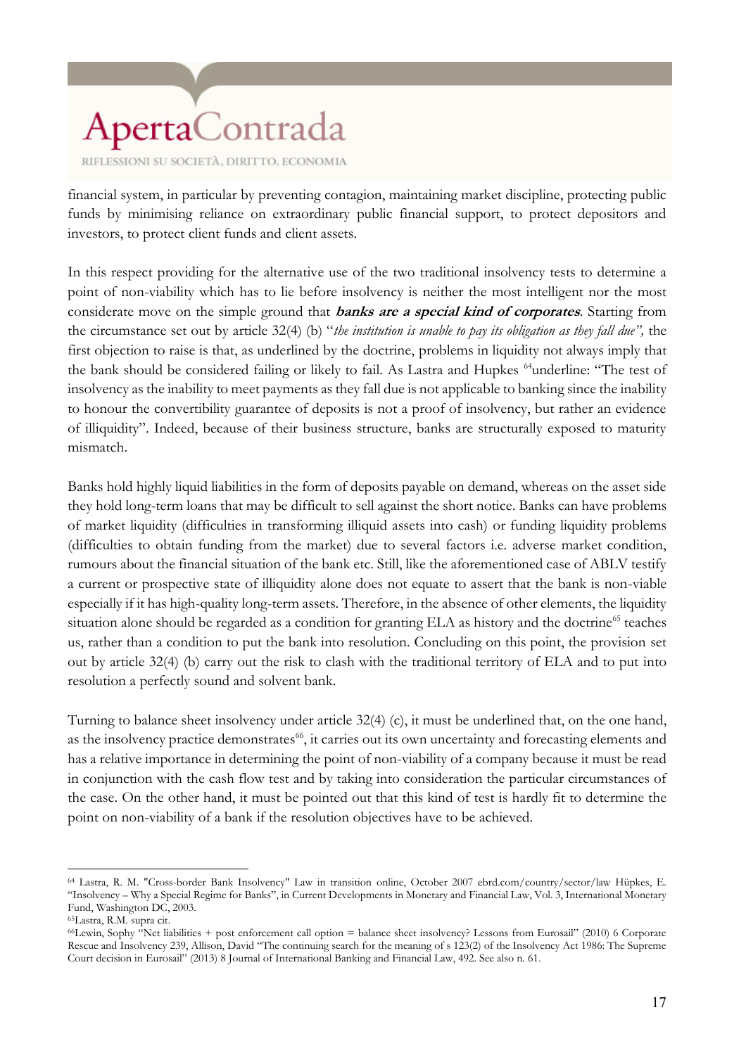financial system, in particular by preventing contagion, maintaining market discipline, protecting public funds by minimising reliance on extraordinary public financial support, to protect depositors and investors, to protect client funds and client assets.

In this respect providing for the alternative use of the two traditional insolvency tests to determine a point of non-viability which has to lie before insolvency is neither the most intelligent nor the most considerate move on the simple ground that ***banks are a special kind of corporates***. Starting from the circumstance set out by article 32(4) (b) "*the institution is unable to pay its obligation as they fall due",* the first objection to raise is that, as underlined by the doctrine, problems in liquidity not always imply that the bank should be considered failing or likely to fail. As Lastra and Hupkes [64]underline: "The test of insolvency as the inability to meet payments as they fall due is not applicable to banking since the inability to honour the convertibility guarantee of deposits is not a proof of insolvency, but rather an evidence of illiquidity". Indeed, because of their business structure, banks are structurally exposed to maturity mismatch.

Banks hold highly liquid liabilities in the form of deposits payable on demand, whereas on the asset side they hold long-term loans that may be difficult to sell against the short notice. Banks can have problems of market liquidity (difficulties in transforming illiquid assets into cash) or funding liquidity problems (difficulties to obtain funding from the market) due to several factors i.e. adverse market condition, rumours about the financial situation of the bank etc. Still, like the aforementioned case of ABLV testify a current or prospective state of illiquidity alone does not equate to assert that the bank is non-viable especially if it has high-quality long-term assets. Therefore, in the absence of other elements, the liquidity situation alone should be regarded as a condition for granting ELA as history and the doctrine[65] teaches us, rather than a condition to put the bank into resolution. Concluding on this point, the provision set out by article 32(4) (b) carry out the risk to clash with the traditional territory of ELA and to put into resolution a perfectly sound and solvent bank.

Turning to balance sheet insolvency under article 32(4) (c), it must be underlined that, on the one hand, as the insolvency practice demonstrates[66], it carries out its own uncertainty and forecasting elements and has a relative importance in determining the point of non-viability of a company because it must be read in conjunction with the cash flow test and by taking into consideration the particular circumstances of the case. On the other hand, it must be pointed out that this kind of test is hardly fit to determine the point on non-viability of a bank if the resolution objectives have to be achieved.

---

[64] Lastra, R. M. "Cross-border Bank Insolvency" Law in transition online, October 2007 ebrd.com/country/sector/law Hüpkes, E. "Insolvency – Why a Special Regime for Banks", in Current Developments in Monetary and Financial Law, Vol. 3, International Monetary Fund, Washington DC, 2003.

[65] Lastra, R.M. supra cit.

[66] Lewin, Sophy "Net liabilities + post enforcement call option = balance sheet insolvency? Lessons from Eurosail" (2010) 6 Corporate Rescue and Insolvency 239, Allison, David "The continuing search for the meaning of s 123(2) of the Insolvency Act 1986: The Supreme Court decision in Eurosail" (2013) 8 Journal of International Banking and Financial Law, 492. See also n. 61.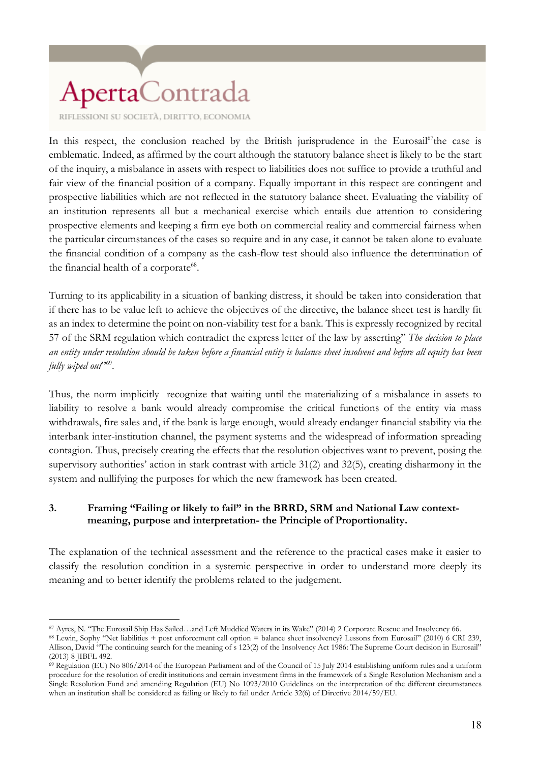In this respect, the conclusion reached by the British jurisprudence in the Eurosail[67]the case is emblematic. Indeed, as affirmed by the court although the statutory balance sheet is likely to be the start of the inquiry, a misbalance in assets with respect to liabilities does not suffice to provide a truthful and fair view of the financial position of a company. Equally important in this respect are contingent and prospective liabilities which are not reflected in the statutory balance sheet. Evaluating the viability of an institution represents all but a mechanical exercise which entails due attention to considering prospective elements and keeping a firm eye both on commercial reality and commercial fairness when the particular circumstances of the cases so require and in any case, it cannot be taken alone to evaluate the financial condition of a company as the cash-flow test should also influence the determination of the financial health of a corporate[68].

Turning to its applicability in a situation of banking distress, it should be taken into consideration that if there has to be value left to achieve the objectives of the directive, the balance sheet test is hardly fit as an index to determine the point on non-viability test for a bank. This is expressly recognized by recital 57 of the SRM regulation which contradict the express letter of the law by asserting" *The decision to place an entity under resolution should be taken before a financial entity is balance sheet insolvent and before all equity has been fully wiped out*"[69].

Thus, the norm implicitly recognize that waiting until the materializing of a misbalance in assets to liability to resolve a bank would already compromise the critical functions of the entity via mass withdrawals, fire sales and, if the bank is large enough, would already endanger financial stability via the interbank inter-institution channel, the payment systems and the widespread of information spreading contagion. Thus, precisely creating the effects that the resolution objectives want to prevent, posing the supervisory authorities' action in stark contrast with article 31(2) and 32(5), creating disharmony in the system and nullifying the purposes for which the new framework has been created.

## 3. Framing "Failing or likely to fail" in the BRRD, SRM and National Law context- meaning, purpose and interpretation- the Principle of Proportionality.

The explanation of the technical assessment and the reference to the practical cases make it easier to classify the resolution condition in a systemic perspective in order to understand more deeply its meaning and to better identify the problems related to the judgement.

---

[67] Ayres, N. "The Eurosail Ship Has Sailed…and Left Muddied Waters in its Wake" (2014) 2 Corporate Rescue and Insolvency 66.

[68] Lewin, Sophy "Net liabilities + post enforcement call option = balance sheet insolvency? Lessons from Eurosail" (2010) 6 CRI 239, Allison, David "The continuing search for the meaning of s 123(2) of the Insolvency Act 1986: The Supreme Court decision in Eurosail" (2013) 8 JIBFL 492.

[69] Regulation (EU) No 806/2014 of the European Parliament and of the Council of 15 July 2014 establishing uniform rules and a uniform procedure for the resolution of credit institutions and certain investment firms in the framework of a Single Resolution Mechanism and a Single Resolution Fund and amending Regulation (EU) No 1093/2010 Guidelines on the interpretation of the different circumstances when an institution shall be considered as failing or likely to fail under Article 32(6) of Directive 2014/59/EU.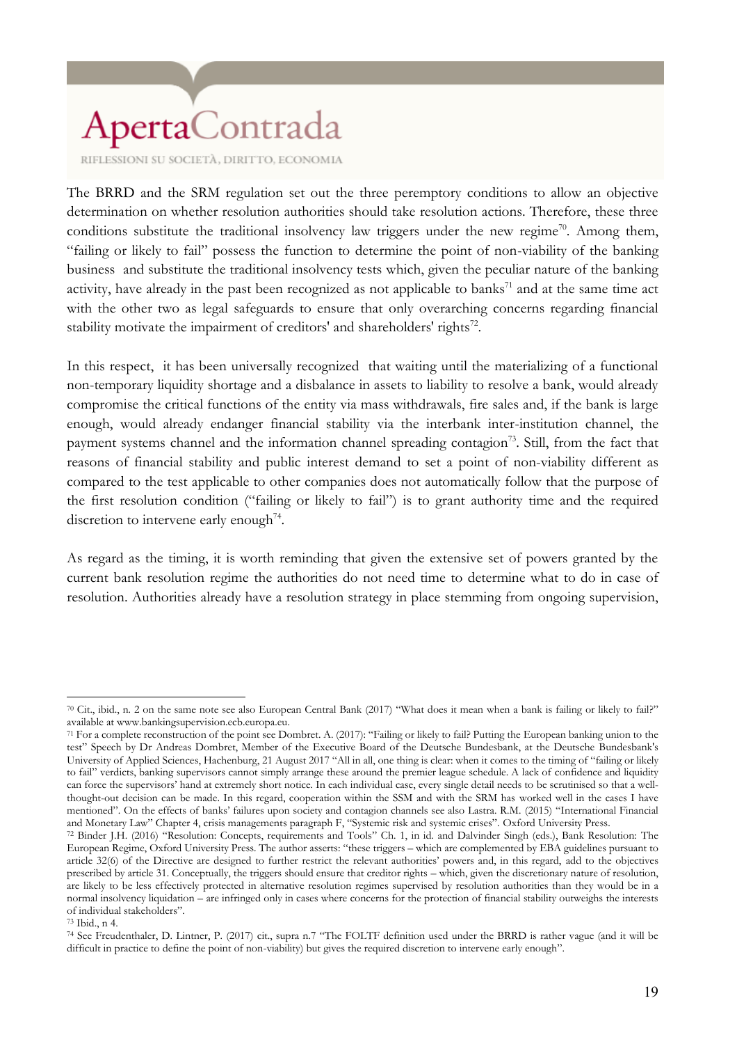The BRRD and the SRM regulation set out the three peremptory conditions to allow an objective determination on whether resolution authorities should take resolution actions. Therefore, these three conditions substitute the traditional insolvency law triggers under the new regime[70]. Among them, "failing or likely to fail" possess the function to determine the point of non-viability of the banking business and substitute the traditional insolvency tests which, given the peculiar nature of the banking activity, have already in the past been recognized as not applicable to banks[71] and at the same time act with the other two as legal safeguards to ensure that only overarching concerns regarding financial stability motivate the impairment of creditors' and shareholders' rights[72].

In this respect, it has been universally recognized that waiting until the materializing of a functional non-temporary liquidity shortage and a disbalance in assets to liability to resolve a bank, would already compromise the critical functions of the entity via mass withdrawals, fire sales and, if the bank is large enough, would already endanger financial stability via the interbank inter-institution channel, the payment systems channel and the information channel spreading contagion[73]. Still, from the fact that reasons of financial stability and public interest demand to set a point of non-viability different as compared to the test applicable to other companies does not automatically follow that the purpose of the first resolution condition ("failing or likely to fail") is to grant authority time and the required discretion to intervene early enough[74].

As regard as the timing, it is worth reminding that given the extensive set of powers granted by the current bank resolution regime the authorities do not need time to determine what to do in case of resolution. Authorities already have a resolution strategy in place stemming from ongoing supervision,

---

[70] Cit., ibid., n. 2 on the same note see also European Central Bank (2017) "What does it mean when a bank is failing or likely to fail?" available at www.bankingsupervision.ecb.europa.eu.

[71] For a complete reconstruction of the point see Dombret. A. (2017): "Failing or likely to fail? Putting the European banking union to the test" Speech by Dr Andreas Dombret, Member of the Executive Board of the Deutsche Bundesbank, at the Deutsche Bundesbank's University of Applied Sciences, Hachenburg, 21 August 2017 "All in all, one thing is clear: when it comes to the timing of "failing or likely to fail" verdicts, banking supervisors cannot simply arrange these around the premier league schedule. A lack of confidence and liquidity can force the supervisors' hand at extremely short notice. In each individual case, every single detail needs to be scrutinised so that a well-thought-out decision can be made. In this regard, cooperation within the SSM and with the SRM has worked well in the cases I have mentioned". On the effects of banks' failures upon society and contagion channels see also Lastra. R.M. (2015) "International Financial and Monetary Law" Chapter 4, crisis managements paragraph F, "Systemic risk and systemic crises". Oxford University Press.

[72] Binder J.H. (2016) "Resolution: Concepts, requirements and Tools" Ch. 1, in id. and Dalvinder Singh (eds.), Bank Resolution: The European Regime, Oxford University Press. The author asserts: "these triggers – which are complemented by EBA guidelines pursuant to article 32(6) of the Directive are designed to further restrict the relevant authorities' powers and, in this regard, add to the objectives prescribed by article 31. Conceptually, the triggers should ensure that creditor rights – which, given the discretionary nature of resolution, are likely to be less effectively protected in alternative resolution regimes supervised by resolution authorities than they would be in a normal insolvency liquidation – are infringed only in cases where concerns for the protection of financial stability outweighs the interests of individual stakeholders".

[73] Ibid., n 4.

[74] See Freudenthaler, D. Lintner, P. (2017) cit., supra n.7 "The FOLTF definition used under the BRRD is rather vague (and it will be difficult in practice to define the point of non-viability) but gives the required discretion to intervene early enough".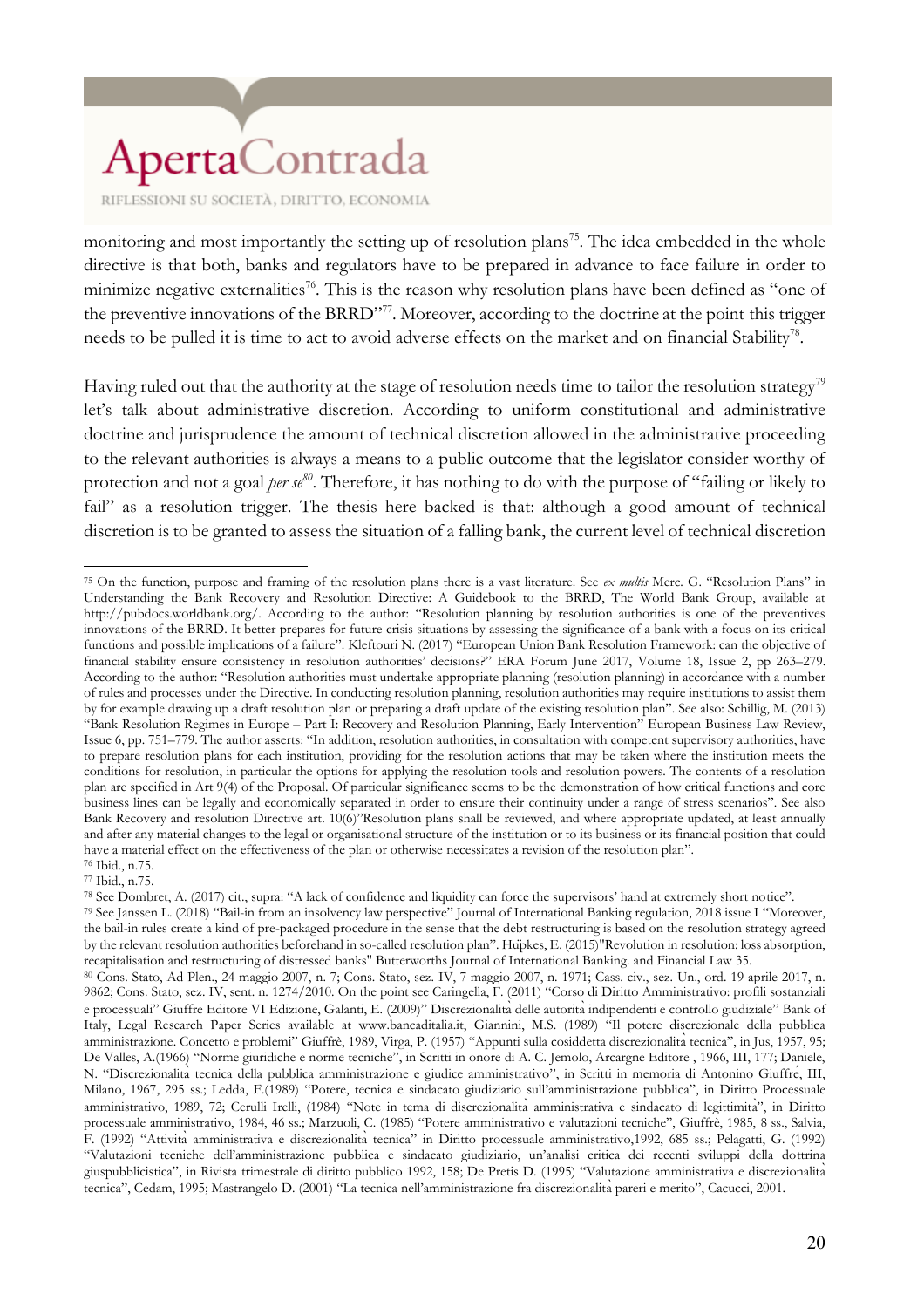monitoring and most importantly the setting up of resolution plans[75]. The idea embedded in the whole directive is that both, banks and regulators have to be prepared in advance to face failure in order to minimize negative externalities[76]. This is the reason why resolution plans have been defined as "one of the preventive innovations of the BRRD"[77]. Moreover, according to the doctrine at the point this trigger needs to be pulled it is time to act to avoid adverse effects on the market and on financial Stability[78].

Having ruled out that the authority at the stage of resolution needs time to tailor the resolution strategy[79] let's talk about administrative discretion. According to uniform constitutional and administrative doctrine and jurisprudence the amount of technical discretion allowed in the administrative proceeding to the relevant authorities is always a means to a public outcome that the legislator consider worthy of protection and not a goal *per se*[80]. Therefore, it has nothing to do with the purpose of "failing or likely to fail" as a resolution trigger. The thesis here backed is that: although a good amount of technical discretion is to be granted to assess the situation of a falling bank, the current level of technical discretion

---

[75] On the function, purpose and framing of the resolution plans there is a vast literature. See *ex multis* Merc. G. "Resolution Plans" in Understanding the Bank Recovery and Resolution Directive: A Guidebook to the BRRD, The World Bank Group, available at http://pubdocs.worldbank.org/. According to the author: "Resolution planning by resolution authorities is one of the preventives innovations of the BRRD. It better prepares for future crisis situations by assessing the significance of a bank with a focus on its critical functions and possible implications of a failure". Kleftouri N. (2017) "European Union Bank Resolution Framework: can the objective of financial stability ensure consistency in resolution authorities' decisions?" ERA Forum June 2017, Volume 18, Issue 2, pp 263–279. According to the author: "Resolution authorities must undertake appropriate planning (resolution planning) in accordance with a number of rules and processes under the Directive. In conducting resolution planning, resolution authorities may require institutions to assist them by for example drawing up a draft resolution plan or preparing a draft update of the existing resolution plan". See also: Schillig, M. (2013) "Bank Resolution Regimes in Europe – Part I: Recovery and Resolution Planning, Early Intervention" European Business Law Review, Issue 6, pp. 751–779. The author asserts: "In addition, resolution authorities, in consultation with competent supervisory authorities, have to prepare resolution plans for each institution, providing for the resolution actions that may be taken where the institution meets the conditions for resolution, in particular the options for applying the resolution tools and resolution powers. The contents of a resolution plan are specified in Art 9(4) of the Proposal. Of particular significance seems to be the demonstration of how critical functions and core business lines can be legally and economically separated in order to ensure their continuity under a range of stress scenarios". See also Bank Recovery and resolution Directive art. 10(6)"Resolution plans shall be reviewed, and where appropriate updated, at least annually and after any material changes to the legal or organisational structure of the institution or to its business or its financial position that could have a material effect on the effectiveness of the plan or otherwise necessitates a revision of the resolution plan".

[76] Ibid., n.75.

[77] Ibid., n.75.

[78] See Dombret, A. (2017) cit., supra: "A lack of confidence and liquidity can force the supervisors' hand at extremely short notice".

[79] See Janssen L. (2018) "Bail-in from an insolvency law perspective" Journal of International Banking regulation, 2018 issue I "Moreover, the bail-in rules create a kind of pre-packaged procedure in the sense that the debt restructuring is based on the resolution strategy agreed by the relevant resolution authorities beforehand in so-called resolution plan". Hüpkes, E. (2015)"Revolution in resolution: loss absorption, recapitalisation and restructuring of distressed banks" Butterworths Journal of International Banking. and Financial Law 35.

[80] Cons. Stato, Ad Plen., 24 maggio 2007, n. 7; Cons. Stato, sez. IV, 7 maggio 2007, n. 1971; Cass. civ., sez. Un., ord. 19 aprile 2017, n. 9862; Cons. Stato, sez. IV, sent. n. 1274/2010. On the point see Caringella, F. (2011) "Corso di Diritto Amministrativo: profili sostanziali e processuali" Giuffre Editore VI Edizione, Galanti, E. (2009)" Discrezionalità delle autorità indipendenti e controllo giudiziale" Bank of Italy, Legal Research Paper Series available at www.bancaditalia.it, Giannini, M.S. (1989) "Il potere discrezionale della pubblica amministrazione. Concetto e problemi" Giuffrè, 1989, Virga, P. (1957) "Appunti sulla cosiddetta discrezionalità tecnica", in Jus, 1957, 95; De Valles, A.(1966) "Norme giuridiche e norme tecniche", in Scritti in onore di A. C. Jemolo, Arcargne Editore , 1966, III, 177; Daniele, N. "Discrezionalità tecnica della pubblica amministrazione e giudice amministrativo", in Scritti in memoria di Antonino Giuffrè, III, Milano, 1967, 295 ss.; Ledda, F.(1989) "Potere, tecnica e sindacato giudiziario sull'amministrazione pubblica", in Diritto Processuale amministrativo, 1989, 72; Cerulli Irelli, (1984) "Note in tema di discrezionalità amministrativa e sindacato di legittimità", in Diritto processuale amministrativo, 1984, 46 ss.; Marzuoli, C. (1985) "Potere amministrativo e valutazioni tecniche", Giuffrè, 1985, 8 ss., Salvia, F. (1992) "Attività amministrativa e discrezionalità tecnica" in Diritto processuale amministrativo,1992, 685 ss.; Pelagatti, G. (1992) "Valutazioni tecniche dell'amministrazione pubblica e sindacato giudiziario, un'analisi critica dei recenti sviluppi della dottrina giuspubblicistica", in Rivista trimestrale di diritto pubblico 1992, 158; De Pretis D. (1995) "Valutazione amministrativa e discrezionalità tecnica", Cedam, 1995; Mastrangelo D. (2001) "La tecnica nell'amministrazione fra discrezionalità pareri e merito", Cacucci, 2001.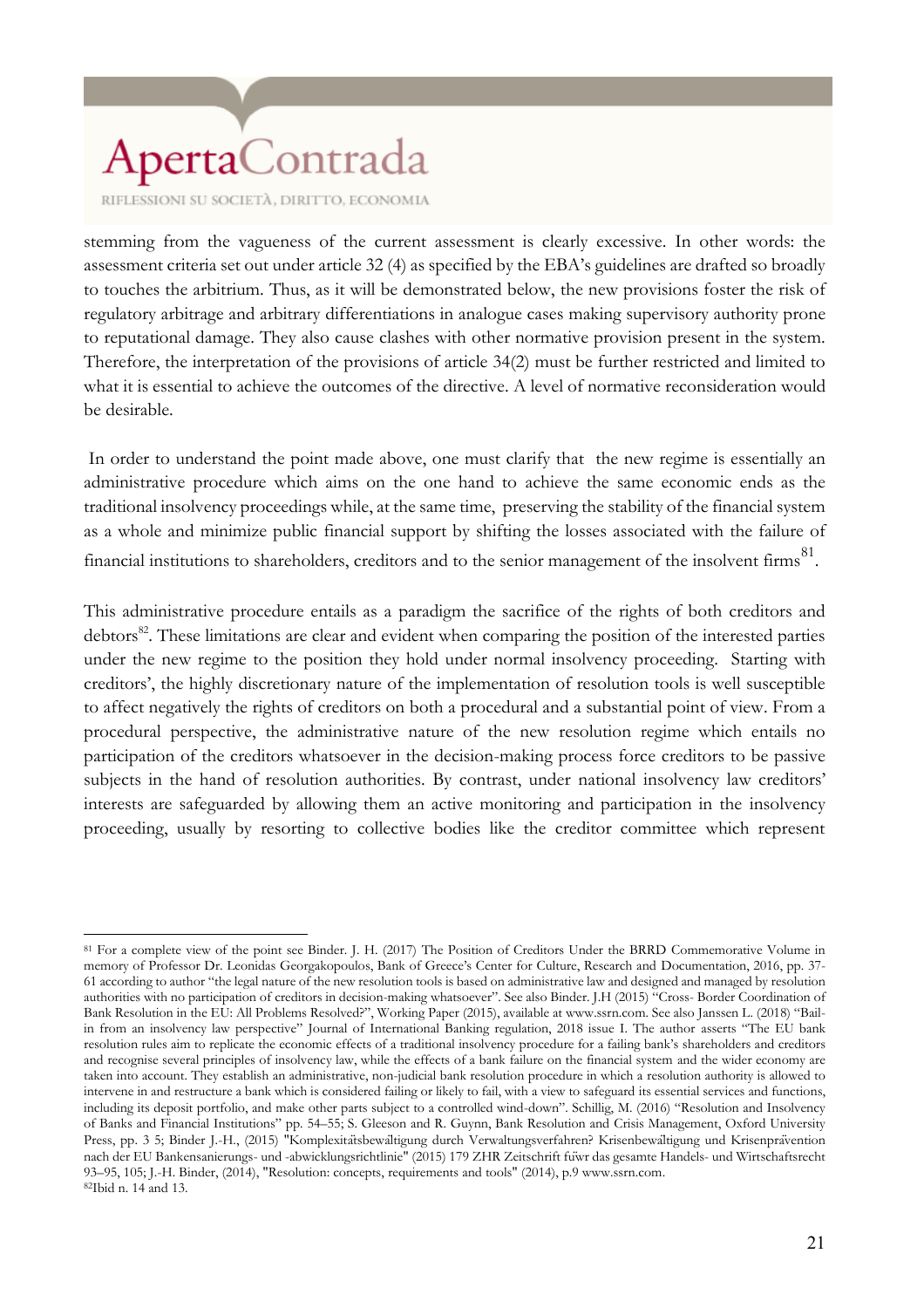stemming from the vagueness of the current assessment is clearly excessive. In other words: the assessment criteria set out under article 32 (4) as specified by the EBA's guidelines are drafted so broadly to touches the arbitrium. Thus, as it will be demonstrated below, the new provisions foster the risk of regulatory arbitrage and arbitrary differentiations in analogue cases making supervisory authority prone to reputational damage. They also cause clashes with other normative provision present in the system. Therefore, the interpretation of the provisions of article 34(2) must be further restricted and limited to what it is essential to achieve the outcomes of the directive. A level of normative reconsideration would be desirable.

In order to understand the point made above, one must clarify that the new regime is essentially an administrative procedure which aims on the one hand to achieve the same economic ends as the traditional insolvency proceedings while, at the same time, preserving the stability of the financial system as a whole and minimize public financial support by shifting the losses associated with the failure of financial institutions to shareholders, creditors and to the senior management of the insolvent firms[81].

This administrative procedure entails as a paradigm the sacrifice of the rights of both creditors and debtors[82]. These limitations are clear and evident when comparing the position of the interested parties under the new regime to the position they hold under normal insolvency proceeding. Starting with creditors', the highly discretionary nature of the implementation of resolution tools is well susceptible to affect negatively the rights of creditors on both a procedural and a substantial point of view. From a procedural perspective, the administrative nature of the new resolution regime which entails no participation of the creditors whatsoever in the decision-making process force creditors to be passive subjects in the hand of resolution authorities. By contrast, under national insolvency law creditors' interests are safeguarded by allowing them an active monitoring and participation in the insolvency proceeding, usually by resorting to collective bodies like the creditor committee which represent

---

[81] For a complete view of the point see Binder. J. H. (2017) The Position of Creditors Under the BRRD Commemorative Volume in memory of Professor Dr. Leonidas Georgakopoulos, Bank of Greece's Center for Culture, Research and Documentation, 2016, pp. 37-61 according to author "the legal nature of the new resolution tools is based on administrative law and designed and managed by resolution authorities with no participation of creditors in decision-making whatsoever". See also Binder. J.H (2015) "Cross- Border Coordination of Bank Resolution in the EU: All Problems Resolved?", Working Paper (2015), available at www.ssrn.com. See also Janssen L. (2018) "Bail-in from an insolvency law perspective" Journal of International Banking regulation, 2018 issue I. The author asserts "The EU bank resolution rules aim to replicate the economic effects of a traditional insolvency procedure for a failing bank's shareholders and creditors and recognise several principles of insolvency law, while the effects of a bank failure on the financial system and the wider economy are taken into account. They establish an administrative, non-judicial bank resolution procedure in which a resolution authority is allowed to intervene in and restructure a bank which is considered failing or likely to fail, with a view to safeguard its essential services and functions, including its deposit portfolio, and make other parts subject to a controlled wind-down". Schillig, M. (2016) "Resolution and Insolvency of Banks and Financial Institutions" pp. 54–55; S. Gleeson and R. Guynn, Bank Resolution and Crisis Management, Oxford University Press, pp. 3 5; Binder J.-H., (2015) "Komplexitätsbewältigung durch Verwaltungsverfahren? Krisenbewältigung und Krisenprävention nach der EU Bankensanierungs- und -abwicklungsrichtlinie" (2015) 179 ZHR Zeitschrift füwr das gesamte Handels- und Wirtschaftsrecht 93–95, 105; J.-H. Binder, (2014), "Resolution: concepts, requirements and tools" (2014), p.9 www.ssrn.com.

[82] Ibid n. 14 and 13.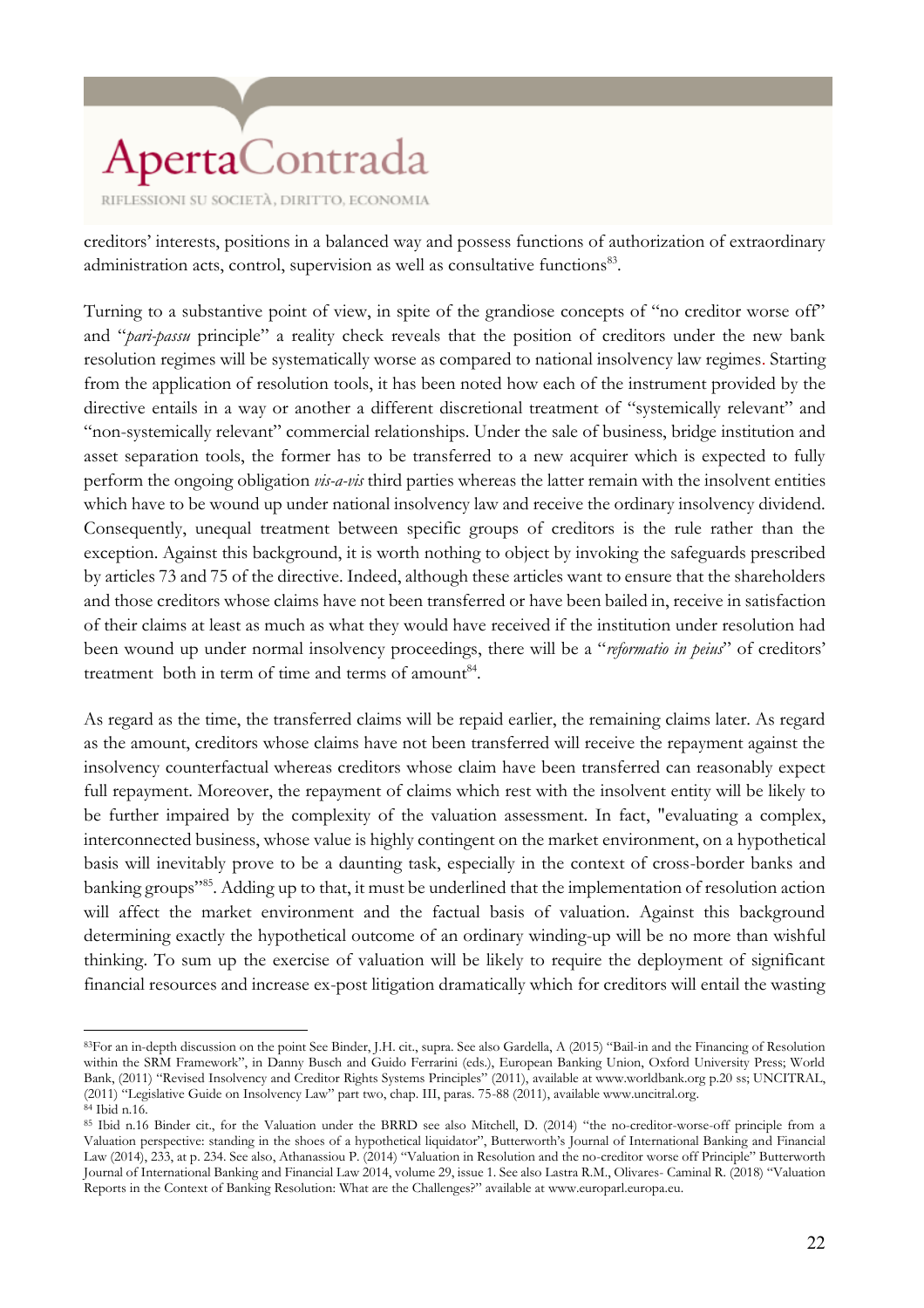creditors' interests, positions in a balanced way and possess functions of authorization of extraordinary administration acts, control, supervision as well as consultative functions[83].

Turning to a substantive point of view, in spite of the grandiose concepts of "no creditor worse off" and "*pari-passu* principle" a reality check reveals that the position of creditors under the new bank resolution regimes will be systematically worse as compared to national insolvency law regimes. Starting from the application of resolution tools, it has been noted how each of the instrument provided by the directive entails in a way or another a different discretional treatment of "systemically relevant" and "non-systemically relevant" commercial relationships. Under the sale of business, bridge institution and asset separation tools, the former has to be transferred to a new acquirer which is expected to fully perform the ongoing obligation *vis-a-vis* third parties whereas the latter remain with the insolvent entities which have to be wound up under national insolvency law and receive the ordinary insolvency dividend. Consequently, unequal treatment between specific groups of creditors is the rule rather than the exception. Against this background, it is worth nothing to object by invoking the safeguards prescribed by articles 73 and 75 of the directive. Indeed, although these articles want to ensure that the shareholders and those creditors whose claims have not been transferred or have been bailed in, receive in satisfaction of their claims at least as much as what they would have received if the institution under resolution had been wound up under normal insolvency proceedings, there will be a "*reformatio in peius*" of creditors' treatment both in term of time and terms of amount[84].

As regard as the time, the transferred claims will be repaid earlier, the remaining claims later. As regard as the amount, creditors whose claims have not been transferred will receive the repayment against the insolvency counterfactual whereas creditors whose claim have been transferred can reasonably expect full repayment. Moreover, the repayment of claims which rest with the insolvent entity will be likely to be further impaired by the complexity of the valuation assessment. In fact, "evaluating a complex, interconnected business, whose value is highly contingent on the market environment, on a hypothetical basis will inevitably prove to be a daunting task, especially in the context of cross-border banks and banking groups"[85]. Adding up to that, it must be underlined that the implementation of resolution action will affect the market environment and the factual basis of valuation. Against this background determining exactly the hypothetical outcome of an ordinary winding-up will be no more than wishful thinking. To sum up the exercise of valuation will be likely to require the deployment of significant financial resources and increase ex-post litigation dramatically which for creditors will entail the wasting

---

[83]For an in-depth discussion on the point See Binder, J.H. cit., supra. See also Gardella, A (2015) "Bail-in and the Financing of Resolution within the SRM Framework", in Danny Busch and Guido Ferrarini (eds.), European Banking Union, Oxford University Press; World Bank, (2011) "Revised Insolvency and Creditor Rights Systems Principles" (2011), available at www.worldbank.org p.20 ss; UNCITRAL, (2011) "Legislative Guide on Insolvency Law" part two, chap. III, paras. 75-88 (2011), available www.uncitral.org.

[84] Ibid n.16.

[85] Ibid n.16 Binder cit., for the Valuation under the BRRD see also Mitchell, D. (2014) "the no-creditor-worse-off principle from a Valuation perspective: standing in the shoes of a hypothetical liquidator", Butterworth's Journal of International Banking and Financial Law (2014), 233, at p. 234. See also, Athanassiou P. (2014) "Valuation in Resolution and the no-creditor worse off Principle" Butterworth Journal of International Banking and Financial Law 2014, volume 29, issue 1. See also Lastra R.M., Olivares- Caminal R. (2018) "Valuation Reports in the Context of Banking Resolution: What are the Challenges?" available at www.europarl.europa.eu.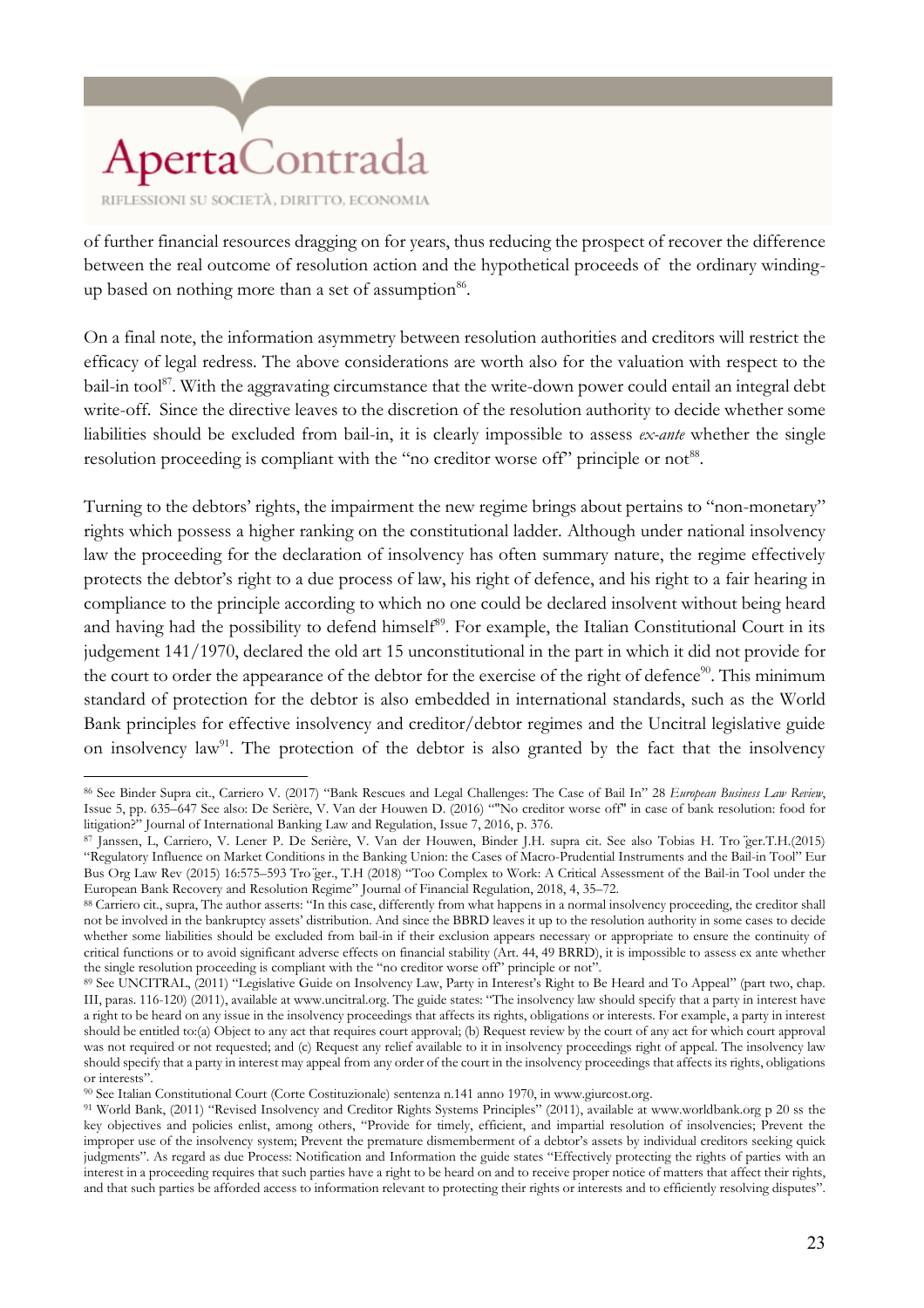of further financial resources dragging on for years, thus reducing the prospect of recover the difference between the real outcome of resolution action and the hypothetical proceeds of the ordinary winding-up based on nothing more than a set of assumption[86].

On a final note, the information asymmetry between resolution authorities and creditors will restrict the efficacy of legal redress. The above considerations are worth also for the valuation with respect to the bail-in tool[87]. With the aggravating circumstance that the write-down power could entail an integral debt write-off. Since the directive leaves to the discretion of the resolution authority to decide whether some liabilities should be excluded from bail-in, it is clearly impossible to assess *ex-ante* whether the single resolution proceeding is compliant with the "no creditor worse off" principle or not[88].

Turning to the debtors' rights, the impairment the new regime brings about pertains to "non-monetary" rights which possess a higher ranking on the constitutional ladder. Although under national insolvency law the proceeding for the declaration of insolvency has often summary nature, the regime effectively protects the debtor's right to a due process of law, his right of defence, and his right to a fair hearing in compliance to the principle according to which no one could be declared insolvent without being heard and having had the possibility to defend himself[89]. For example, the Italian Constitutional Court in its judgement 141/1970, declared the old art 15 unconstitutional in the part in which it did not provide for the court to order the appearance of the debtor for the exercise of the right of defence[90]. This minimum standard of protection for the debtor is also embedded in international standards, such as the World Bank principles for effective insolvency and creditor/debtor regimes and the Uncitral legislative guide on insolvency law[91]. The protection of the debtor is also granted by the fact that the insolvency

---

[86] See Binder Supra cit., Carriero V. (2017) "Bank Rescues and Legal Challenges: The Case of Bail In" 28 *European Business Law Review*, Issue 5, pp. 635–647 See also: De Serière, V. Van der Houwen D. (2016) ""No creditor worse off" in case of bank resolution: food for litigation?" Journal of International Banking Law and Regulation, Issue 7, 2016, p. 376.

[87] Janssen, L, Carriero, V. Lener P. De Serière, V. Van der Houwen, Binder J.H. supra cit. See also Tobias H. Tro ̈ger.T.H.(2015) "Regulatory Influence on Market Conditions in the Banking Union: the Cases of Macro-Prudential Instruments and the Bail-in Tool" Eur Bus Org Law Rev (2015) 16:575–593 Tro ̈ger., T.H (2018) "Too Complex to Work: A Critical Assessment of the Bail-in Tool under the European Bank Recovery and Resolution Regime" Journal of Financial Regulation, 2018, 4, 35–72.

[88] Carriero cit., supra, The author asserts: "In this case, differently from what happens in a normal insolvency proceeding, the creditor shall not be involved in the bankruptcy assets' distribution. And since the BBRD leaves it up to the resolution authority in some cases to decide whether some liabilities should be excluded from bail-in if their exclusion appears necessary or appropriate to ensure the continuity of critical functions or to avoid significant adverse effects on financial stability (Art. 44, 49 BRRD), it is impossible to assess ex ante whether the single resolution proceeding is compliant with the "no creditor worse off" principle or not".

[89] See UNCITRAL, (2011) "Legislative Guide on Insolvency Law, Party in Interest's Right to Be Heard and To Appeal" (part two, chap. III, paras. 116-120) (2011), available at www.uncitral.org. The guide states: "The insolvency law should specify that a party in interest have a right to be heard on any issue in the insolvency proceedings that affects its rights, obligations or interests. For example, a party in interest should be entitled to:(a) Object to any act that requires court approval; (b) Request review by the court of any act for which court approval was not required or not requested; and (c) Request any relief available to it in insolvency proceedings right of appeal. The insolvency law should specify that a party in interest may appeal from any order of the court in the insolvency proceedings that affects its rights, obligations or interests".

[90] See Italian Constitutional Court (Corte Costituzionale) sentenza n.141 anno 1970, in www.giurcost.org.

[91] World Bank, (2011) "Revised Insolvency and Creditor Rights Systems Principles" (2011), available at www.worldbank.org p 20 ss the key objectives and policies enlist, among others, "Provide for timely, efficient, and impartial resolution of insolvencies; Prevent the improper use of the insolvency system; Prevent the premature dismemberment of a debtor's assets by individual creditors seeking quick judgments". As regard as due Process: Notification and Information the guide states "Effectively protecting the rights of parties with an interest in a proceeding requires that such parties have a right to be heard on and to receive proper notice of matters that affect their rights, and that such parties be afforded access to information relevant to protecting their rights or interests and to efficiently resolving disputes".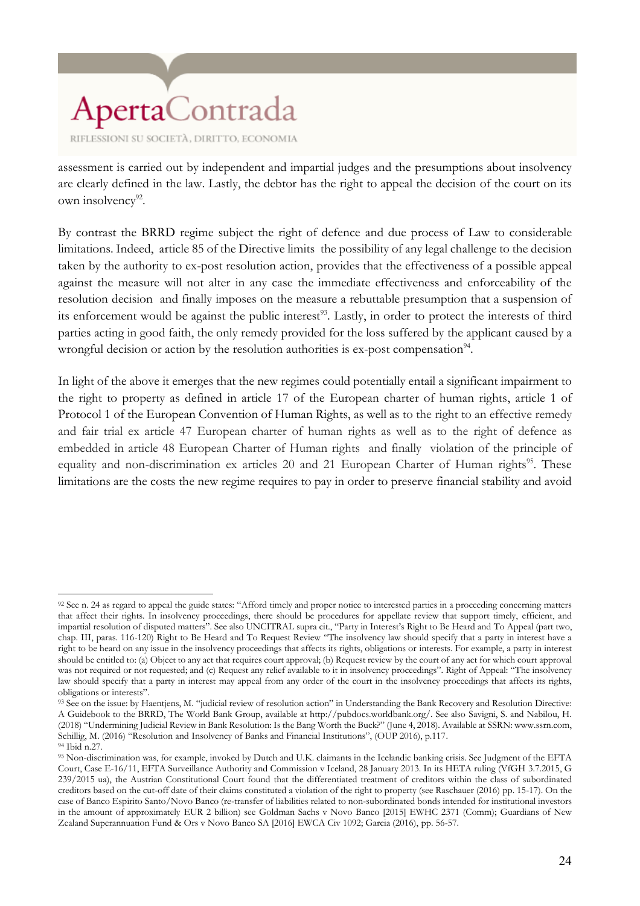assessment is carried out by independent and impartial judges and the presumptions about insolvency are clearly defined in the law. Lastly, the debtor has the right to appeal the decision of the court on its own insolvency[92].

By contrast the BRRD regime subject the right of defence and due process of Law to considerable limitations. Indeed, article 85 of the Directive limits the possibility of any legal challenge to the decision taken by the authority to ex-post resolution action, provides that the effectiveness of a possible appeal against the measure will not alter in any case the immediate effectiveness and enforceability of the resolution decision and finally imposes on the measure a rebuttable presumption that a suspension of its enforcement would be against the public interest[93]. Lastly, in order to protect the interests of third parties acting in good faith, the only remedy provided for the loss suffered by the applicant caused by a wrongful decision or action by the resolution authorities is ex-post compensation[94].

In light of the above it emerges that the new regimes could potentially entail a significant impairment to the right to property as defined in article 17 of the European charter of human rights, article 1 of Protocol 1 of the European Convention of Human Rights, as well as to the right to an effective remedy and fair trial ex article 47 European charter of human rights as well as to the right of defence as embedded in article 48 European Charter of Human rights and finally violation of the principle of equality and non-discrimination ex articles 20 and 21 European Charter of Human rights[95]. These limitations are the costs the new regime requires to pay in order to preserve financial stability and avoid

---

[92] See n. 24 as regard to appeal the guide states: "Afford timely and proper notice to interested parties in a proceeding concerning matters that affect their rights. In insolvency proceedings, there should be procedures for appellate review that support timely, efficient, and impartial resolution of disputed matters". See also UNCITRAL supra cit., "Party in Interest's Right to Be Heard and To Appeal (part two, chap. III, paras. 116-120) Right to Be Heard and To Request Review "The insolvency law should specify that a party in interest have a right to be heard on any issue in the insolvency proceedings that affects its rights, obligations or interests. For example, a party in interest should be entitled to: (a) Object to any act that requires court approval; (b) Request review by the court of any act for which court approval was not required or not requested; and (c) Request any relief available to it in insolvency proceedings". Right of Appeal: "The insolvency law should specify that a party in interest may appeal from any order of the court in the insolvency proceedings that affects its rights, obligations or interests".

[93] See on the issue: by Haentjens, M. "judicial review of resolution action" in Understanding the Bank Recovery and Resolution Directive: A Guidebook to the BRRD, The World Bank Group, available at http://pubdocs.worldbank.org/. See also Savigni, S. and Nabilou, H. (2018) "Undermining Judicial Review in Bank Resolution: Is the Bang Worth the Buck?" (June 4, 2018). Available at SSRN: www.ssrn.com, Schillig, M. (2016) "Resolution and Insolvency of Banks and Financial Institutions", (OUP 2016), p.117.

[94] Ibid n.27.

[95] Non-discrimination was, for example, invoked by Dutch and U.K. claimants in the Icelandic banking crisis. See Judgment of the EFTA Court, Case E-16/11, EFTA Surveillance Authority and Commission v Iceland, 28 January 2013. In its HETA ruling (VfGH 3.7.2015, G 239/2015 ua), the Austrian Constitutional Court found that the differentiated treatment of creditors within the class of subordinated creditors based on the cut-off date of their claims constituted a violation of the right to property (see Raschauer (2016) pp. 15-17). On the case of Banco Espirito Santo/Novo Banco (re-transfer of liabilities related to non-subordinated bonds intended for institutional investors in the amount of approximately EUR 2 billion) see Goldman Sachs v Novo Banco [2015] EWHC 2371 (Comm); Guardians of New Zealand Superannuation Fund & Ors v Novo Banco SA [2016] EWCA Civ 1092; Garcia (2016), pp. 56-57.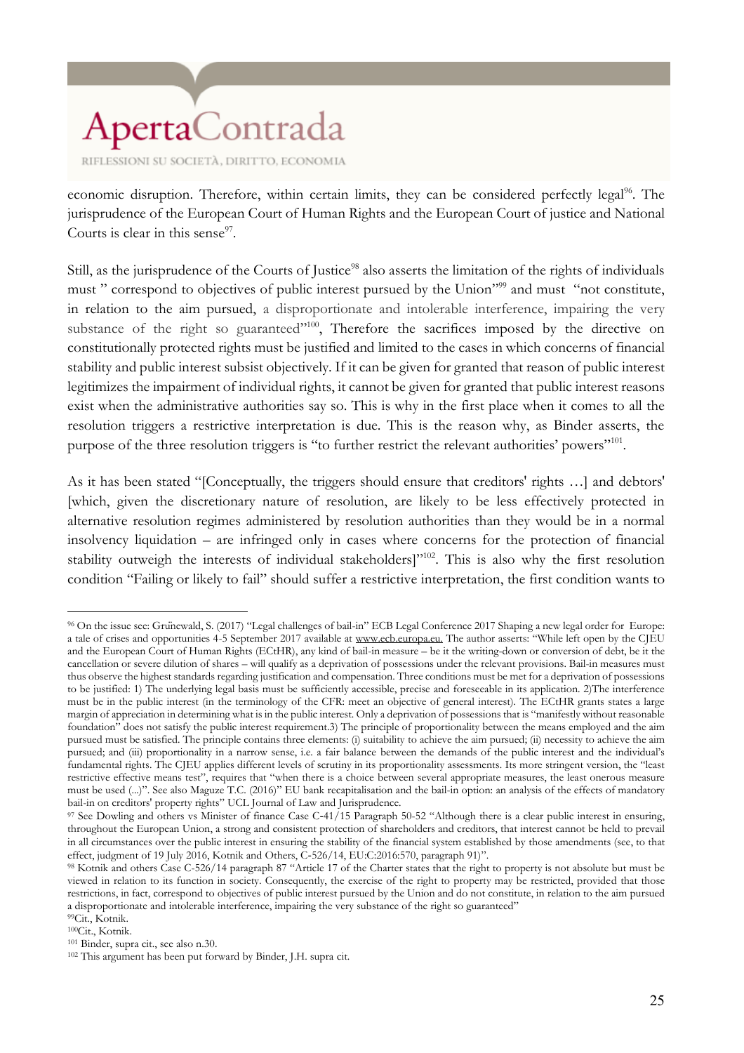economic disruption. Therefore, within certain limits, they can be considered perfectly legal[96]. The jurisprudence of the European Court of Human Rights and the European Court of justice and National Courts is clear in this sense[97].

Still, as the jurisprudence of the Courts of Justice[98] also asserts the limitation of the rights of individuals must " correspond to objectives of public interest pursued by the Union"[99] and must "not constitute, in relation to the aim pursued, a disproportionate and intolerable interference, impairing the very substance of the right so guaranteed"[100], Therefore the sacrifices imposed by the directive on constitutionally protected rights must be justified and limited to the cases in which concerns of financial stability and public interest subsist objectively. If it can be given for granted that reason of public interest legitimizes the impairment of individual rights, it cannot be given for granted that public interest reasons exist when the administrative authorities say so. This is why in the first place when it comes to all the resolution triggers a restrictive interpretation is due. This is the reason why, as Binder asserts, the purpose of the three resolution triggers is "to further restrict the relevant authorities' powers"[101].

As it has been stated "[Conceptually, the triggers should ensure that creditors' rights …] and debtors' [which, given the discretionary nature of resolution, are likely to be less effectively protected in alternative resolution regimes administered by resolution authorities than they would be in a normal insolvency liquidation – are infringed only in cases where concerns for the protection of financial stability outweigh the interests of individual stakeholders]"[102]. This is also why the first resolution condition "Failing or likely to fail" should suffer a restrictive interpretation, the first condition wants to

---

[96] On the issue see: Grűnewald, S. (2017) "Legal challenges of bail-in" ECB Legal Conference 2017 Shaping a new legal order for Europe: a tale of crises and opportunities 4-5 September 2017 available at www.ecb.europa.eu. The author asserts: "While left open by the CJEU and the European Court of Human Rights (ECtHR), any kind of bail-in measure – be it the writing-down or conversion of debt, be it the cancellation or severe dilution of shares – will qualify as a deprivation of possessions under the relevant provisions. Bail-in measures must thus observe the highest standards regarding justification and compensation. Three conditions must be met for a deprivation of possessions to be justified: 1) The underlying legal basis must be sufficiently accessible, precise and foreseeable in its application. 2)The interference must be in the public interest (in the terminology of the CFR: meet an objective of general interest). The ECtHR grants states a large margin of appreciation in determining what is in the public interest. Only a deprivation of possessions that is "manifestly without reasonable foundation" does not satisfy the public interest requirement.3) The principle of proportionality between the means employed and the aim pursued must be satisfied. The principle contains three elements: (i) suitability to achieve the aim pursued; (ii) necessity to achieve the aim pursued; and (iii) proportionality in a narrow sense, i.e. a fair balance between the demands of the public interest and the individual's fundamental rights. The CJEU applies different levels of scrutiny in its proportionality assessments. Its more stringent version, the "least restrictive effective means test", requires that "when there is a choice between several appropriate measures, the least onerous measure must be used (...)". See also Maguze T.C. (2016)" EU bank recapitalisation and the bail-in option: an analysis of the effects of mandatory bail-in on creditors' property rights" UCL Journal of Law and Jurisprudence.

[97] See Dowling and others vs Minister of finance Case C-41/15 Paragraph 50-52 "Although there is a clear public interest in ensuring, throughout the European Union, a strong and consistent protection of shareholders and creditors, that interest cannot be held to prevail in all circumstances over the public interest in ensuring the stability of the financial system established by those amendments (see, to that effect, judgment of 19 July 2016, Kotnik and Others, C-526/14, EU:C:2016:570, paragraph 91)".

[98] Kotnik and others Case C-526/14 paragraph 87 "Article 17 of the Charter states that the right to property is not absolute but must be viewed in relation to its function in society. Consequently, the exercise of the right to property may be restricted, provided that those restrictions, in fact, correspond to objectives of public interest pursued by the Union and do not constitute, in relation to the aim pursued a disproportionate and intolerable interference, impairing the very substance of the right so guaranteed"

[99] Cit., Kotnik.

[100] Cit., Kotnik.

[101] Binder, supra cit., see also n.30.

[102] This argument has been put forward by Binder, J.H. supra cit.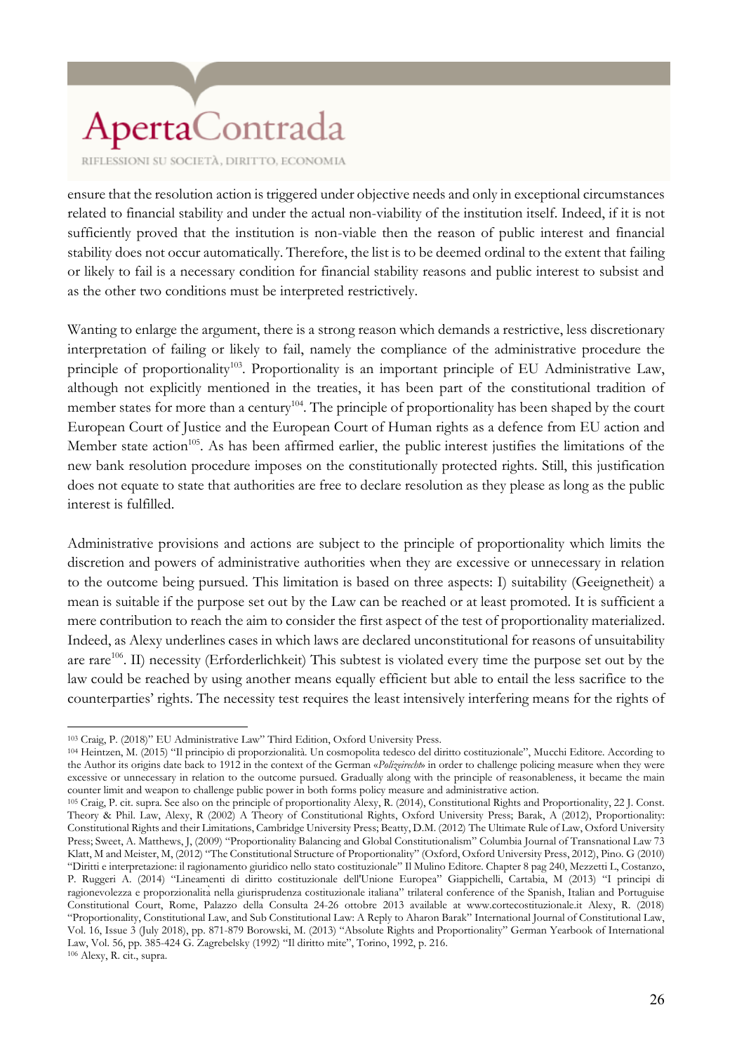ensure that the resolution action is triggered under objective needs and only in exceptional circumstances related to financial stability and under the actual non-viability of the institution itself. Indeed, if it is not sufficiently proved that the institution is non-viable then the reason of public interest and financial stability does not occur automatically. Therefore, the list is to be deemed ordinal to the extent that failing or likely to fail is a necessary condition for financial stability reasons and public interest to subsist and as the other two conditions must be interpreted restrictively.

Wanting to enlarge the argument, there is a strong reason which demands a restrictive, less discretionary interpretation of failing or likely to fail, namely the compliance of the administrative procedure the principle of proportionality[103]. Proportionality is an important principle of EU Administrative Law, although not explicitly mentioned in the treaties, it has been part of the constitutional tradition of member states for more than a century[104]. The principle of proportionality has been shaped by the court European Court of Justice and the European Court of Human rights as a defence from EU action and Member state action[105]. As has been affirmed earlier, the public interest justifies the limitations of the new bank resolution procedure imposes on the constitutionally protected rights. Still, this justification does not equate to state that authorities are free to declare resolution as they please as long as the public interest is fulfilled.

Administrative provisions and actions are subject to the principle of proportionality which limits the discretion and powers of administrative authorities when they are excessive or unnecessary in relation to the outcome being pursued. This limitation is based on three aspects: I) suitability (Geeignetheit) a mean is suitable if the purpose set out by the Law can be reached or at least promoted. It is sufficient a mere contribution to reach the aim to consider the first aspect of the test of proportionality materialized. Indeed, as Alexy underlines cases in which laws are declared unconstitutional for reasons of unsuitability are rare[106]. II) necessity (Erforderlichkeit) This subtest is violated every time the purpose set out by the law could be reached by using another means equally efficient but able to entail the less sacrifice to the counterparties' rights. The necessity test requires the least intensively interfering means for the rights of

---

[103] Craig, P. (2018)" EU Administrative Law" Third Edition, Oxford University Press.

[104] Heintzen, M. (2015) "Il principio di proporzionalità. Un cosmopolita tedesco del diritto costituzionale", Mucchi Editore. According to the Author its origins date back to 1912 in the context of the German «*Polizeirecht*» in order to challenge policing measure when they were excessive or unnecessary in relation to the outcome pursued. Gradually along with the principle of reasonableness, it became the main counter limit and weapon to challenge policy power in both forms policy measure and administrative action.

[105] Craig, P. cit. supra. See also on the principle of proportionality Alexy, R. (2014), Constitutional Rights and Proportionality, 22 J. Const. Theory & Phil. Law, Alexy, R (2002) A Theory of Constitutional Rights, Oxford University Press; Barak, A (2012), Proportionality: Constitutional Rights and their Limitations, Cambridge University Press; Beatty, D.M. (2012) The Ultimate Rule of Law, Oxford University Press; Sweet, A. Matthews, J, (2009) "Proportionality Balancing and Global Constitutionalism" Columbia Journal of Transnational Law 73 Klatt, M and Meister, M, (2012) "The Constitutional Structure of Proportionality" (Oxford, Oxford University Press, 2012), Pino. G (2010) "Diritti e interpretazione: il ragionamento giuridico nello stato costituzionale" Il Mulino Editore. Chapter 8 pag 240, Mezzetti L, Costanzo, P. Ruggeri A. (2014) "Lineamenti di diritto costituzionale dell'Unione Europea" Giappichelli, Cartabia, M (2013) "I principi di ragionevolezza e proporzionalità nella giurisprudenza costituzionale italiana" trilateral conference of the Spanish, Italian and Portuguise Constitutional Court, Rome, Palazzo della Consulta 24-26 ottobre 2013 available at www.cortecostituzionale.it Alexy, R. (2018) "Proportionality, Constitutional Law, and Sub Constitutional Law: A Reply to Aharon Barak" International Journal of Constitutional Law, Vol. 16, Issue 3 (July 2018), pp. 871-879 Borowski, M. (2013) "Absolute Rights and Proportionality" German Yearbook of International Law, Vol. 56, pp. 385-424 G. Zagrebelsky (1992) "Il diritto mite", Torino, 1992, p. 216.

[106] Alexy, R. cit., supra.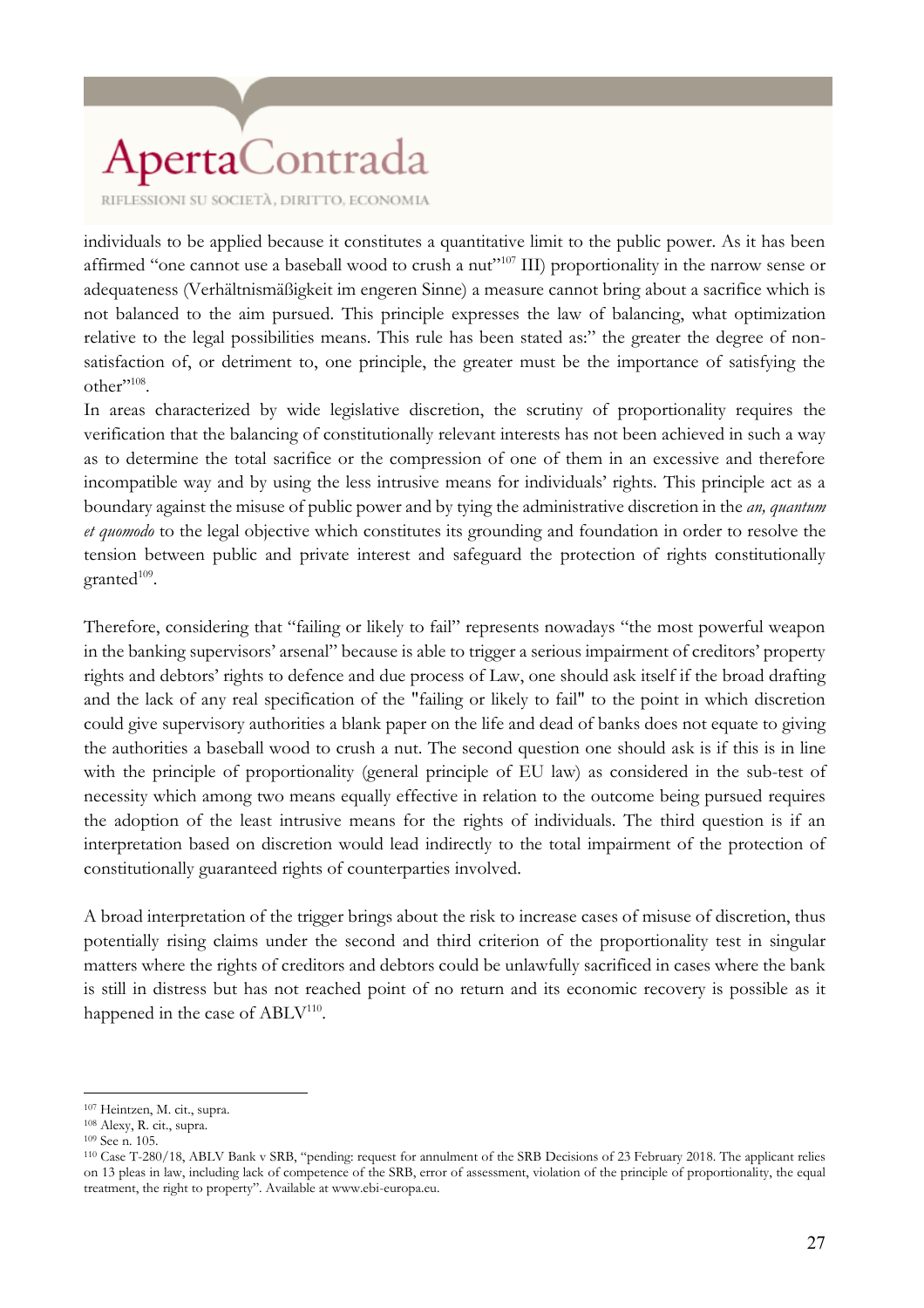individuals to be applied because it constitutes a quantitative limit to the public power. As it has been affirmed "one cannot use a baseball wood to crush a nut"[107] III) proportionality in the narrow sense or adequateness (Verhältnismäßigkeit im engeren Sinne) a measure cannot bring about a sacrifice which is not balanced to the aim pursued. This principle expresses the law of balancing, what optimization relative to the legal possibilities means. This rule has been stated as:" the greater the degree of non-satisfaction of, or detriment to, one principle, the greater must be the importance of satisfying the other"[108].

In areas characterized by wide legislative discretion, the scrutiny of proportionality requires the verification that the balancing of constitutionally relevant interests has not been achieved in such a way as to determine the total sacrifice or the compression of one of them in an excessive and therefore incompatible way and by using the less intrusive means for individuals' rights. This principle act as a boundary against the misuse of public power and by tying the administrative discretion in the ***an, quantum et quomodo*** to the legal objective which constitutes its grounding and foundation in order to resolve the tension between public and private interest and safeguard the protection of rights constitutionally granted[109].

Therefore, considering that "failing or likely to fail" represents nowadays "the most powerful weapon in the banking supervisors' arsenal" because is able to trigger a serious impairment of creditors' property rights and debtors' rights to defence and due process of Law, one should ask itself if the broad drafting and the lack of any real specification of the "failing or likely to fail" to the point in which discretion could give supervisory authorities a blank paper on the life and dead of banks does not equate to giving the authorities a baseball wood to crush a nut. The second question one should ask is if this is in line with the principle of proportionality (general principle of EU law) as considered in the sub-test of necessity which among two means equally effective in relation to the outcome being pursued requires the adoption of the least intrusive means for the rights of individuals. The third question is if an interpretation based on discretion would lead indirectly to the total impairment of the protection of constitutionally guaranteed rights of counterparties involved.

A broad interpretation of the trigger brings about the risk to increase cases of misuse of discretion, thus potentially rising claims under the second and third criterion of the proportionality test in singular matters where the rights of creditors and debtors could be unlawfully sacrificed in cases where the bank is still in distress but has not reached point of no return and its economic recovery is possible as it happened in the case of ABLV[110].

---

[107] Heintzen, M. cit., supra.

[108] Alexy, R. cit., supra.

[109] See n. 105.

[110] Case T-280/18, ABLV Bank v SRB, "pending: request for annulment of the SRB Decisions of 23 February 2018. The applicant relies on 13 pleas in law, including lack of competence of the SRB, error of assessment, violation of the principle of proportionality, the equal treatment, the right to property". Available at www.ebi-europa.eu.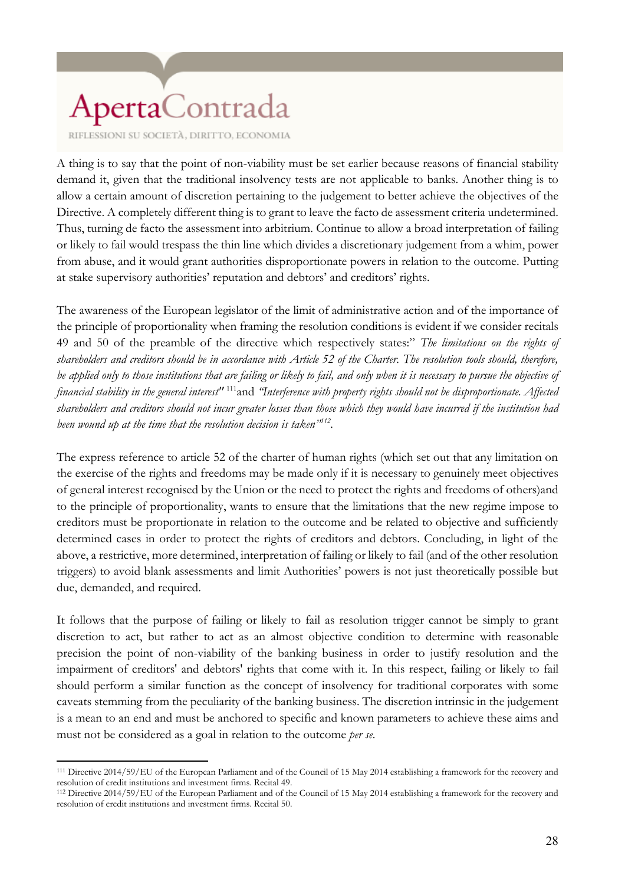A thing is to say that the point of non-viability must be set earlier because reasons of financial stability demand it, given that the traditional insolvency tests are not applicable to banks. Another thing is to allow a certain amount of discretion pertaining to the judgement to better achieve the objectives of the Directive. A completely different thing is to grant to leave the facto de assessment criteria undetermined. Thus, turning de facto the assessment into arbitrium. Continue to allow a broad interpretation of failing or likely to fail would trespass the thin line which divides a discretionary judgement from a whim, power from abuse, and it would grant authorities disproportionate powers in relation to the outcome. Putting at stake supervisory authorities' reputation and debtors' and creditors' rights.

The awareness of the European legislator of the limit of administrative action and of the importance of the principle of proportionality when framing the resolution conditions is evident if we consider recitals 49 and 50 of the preamble of the directive which respectively states:" *The limitations on the rights of shareholders and creditors should be in accordance with Article 52 of the Charter. The resolution tools should, therefore, be applied only to those institutions that are failing or likely to fail, and only when it is necessary to pursue the objective of financial stability in the general interest"* [111]and *"Interference with property rights should not be disproportionate. Affected shareholders and creditors should not incur greater losses than those which they would have incurred if the institution had been wound up at the time that the resolution decision is taken"*[112].

The express reference to article 52 of the charter of human rights (which set out that any limitation on the exercise of the rights and freedoms may be made only if it is necessary to genuinely meet objectives of general interest recognised by the Union or the need to protect the rights and freedoms of others)and to the principle of proportionality, wants to ensure that the limitations that the new regime impose to creditors must be proportionate in relation to the outcome and be related to objective and sufficiently determined cases in order to protect the rights of creditors and debtors. Concluding, in light of the above, a restrictive, more determined, interpretation of failing or likely to fail (and of the other resolution triggers) to avoid blank assessments and limit Authorities' powers is not just theoretically possible but due, demanded, and required.

It follows that the purpose of failing or likely to fail as resolution trigger cannot be simply to grant discretion to act, but rather to act as an almost objective condition to determine with reasonable precision the point of non-viability of the banking business in order to justify resolution and the impairment of creditors' and debtors' rights that come with it. In this respect, failing or likely to fail should perform a similar function as the concept of insolvency for traditional corporates with some caveats stemming from the peculiarity of the banking business. The discretion intrinsic in the judgement is a mean to an end and must be anchored to specific and known parameters to achieve these aims and must not be considered as a goal in relation to the outcome *per se*.

---

[111] Directive 2014/59/EU of the European Parliament and of the Council of 15 May 2014 establishing a framework for the recovery and resolution of credit institutions and investment firms. Recital 49.

[112] Directive 2014/59/EU of the European Parliament and of the Council of 15 May 2014 establishing a framework for the recovery and resolution of credit institutions and investment firms. Recital 50.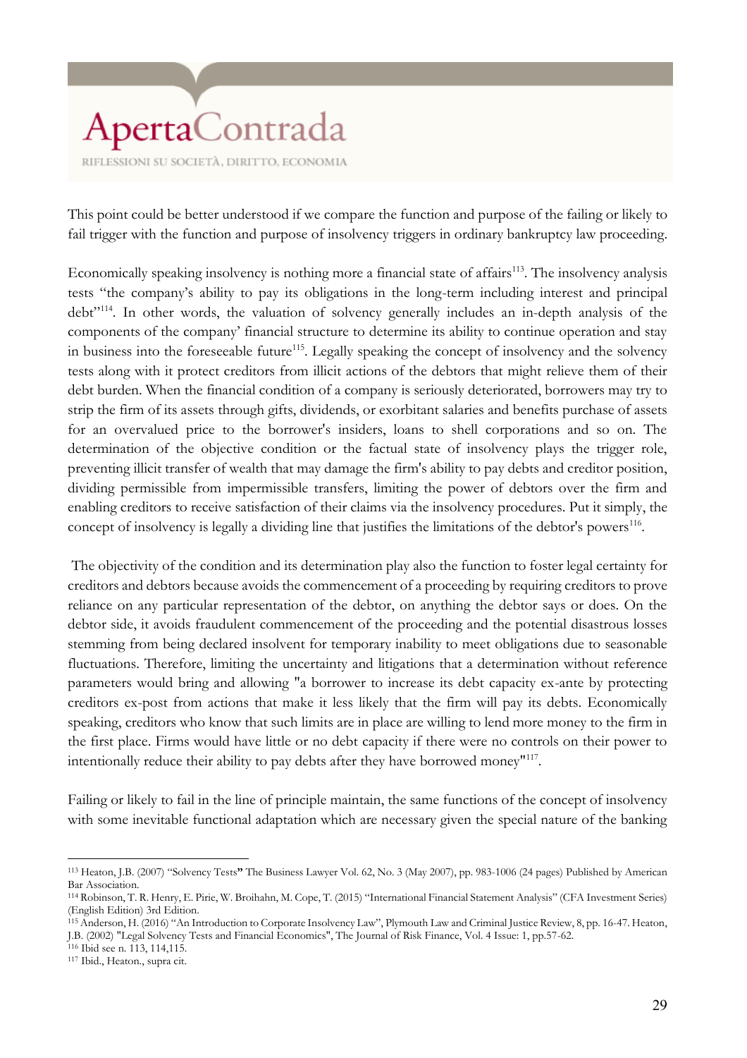This point could be better understood if we compare the function and purpose of the failing or likely to fail trigger with the function and purpose of insolvency triggers in ordinary bankruptcy law proceeding.

Economically speaking insolvency is nothing more a financial state of affairs[113]. The insolvency analysis tests "the company's ability to pay its obligations in the long-term including interest and principal debt"[114]. In other words, the valuation of solvency generally includes an in-depth analysis of the components of the company' financial structure to determine its ability to continue operation and stay in business into the foreseeable future[115]. Legally speaking the concept of insolvency and the solvency tests along with it protect creditors from illicit actions of the debtors that might relieve them of their debt burden. When the financial condition of a company is seriously deteriorated, borrowers may try to strip the firm of its assets through gifts, dividends, or exorbitant salaries and benefits purchase of assets for an overvalued price to the borrower's insiders, loans to shell corporations and so on. The determination of the objective condition or the factual state of insolvency plays the trigger role, preventing illicit transfer of wealth that may damage the firm's ability to pay debts and creditor position, dividing permissible from impermissible transfers, limiting the power of debtors over the firm and enabling creditors to receive satisfaction of their claims via the insolvency procedures. Put it simply, the concept of insolvency is legally a dividing line that justifies the limitations of the debtor's powers[116].

The objectivity of the condition and its determination play also the function to foster legal certainty for creditors and debtors because avoids the commencement of a proceeding by requiring creditors to prove reliance on any particular representation of the debtor, on anything the debtor says or does. On the debtor side, it avoids fraudulent commencement of the proceeding and the potential disastrous losses stemming from being declared insolvent for temporary inability to meet obligations due to seasonable fluctuations. Therefore, limiting the uncertainty and litigations that a determination without reference parameters would bring and allowing "a borrower to increase its debt capacity ex-ante by protecting creditors ex-post from actions that make it less likely that the firm will pay its debts. Economically speaking, creditors who know that such limits are in place are willing to lend more money to the firm in the first place. Firms would have little or no debt capacity if there were no controls on their power to intentionally reduce their ability to pay debts after they have borrowed money"[117].

Failing or likely to fail in the line of principle maintain, the same functions of the concept of insolvency with some inevitable functional adaptation which are necessary given the special nature of the banking

---

[113] Heaton, J.B. (2007) "Solvency Tests" The Business Lawyer Vol. 62, No. 3 (May 2007), pp. 983-1006 (24 pages) Published by American Bar Association.

[114] Robinson, T. R. Henry, E. Pirie, W. Broihahn, M. Cope, T. (2015) "International Financial Statement Analysis" (CFA Investment Series) (English Edition) 3rd Edition.

[115] Anderson, H. (2016) "An Introduction to Corporate Insolvency Law", Plymouth Law and Criminal Justice Review, 8, pp. 16-47. Heaton, J.B. (2002) "Legal Solvency Tests and Financial Economics", The Journal of Risk Finance, Vol. 4 Issue: 1, pp.57-62.

[116] Ibid see n. 113, 114,115.

[117] Ibid., Heaton., supra cit.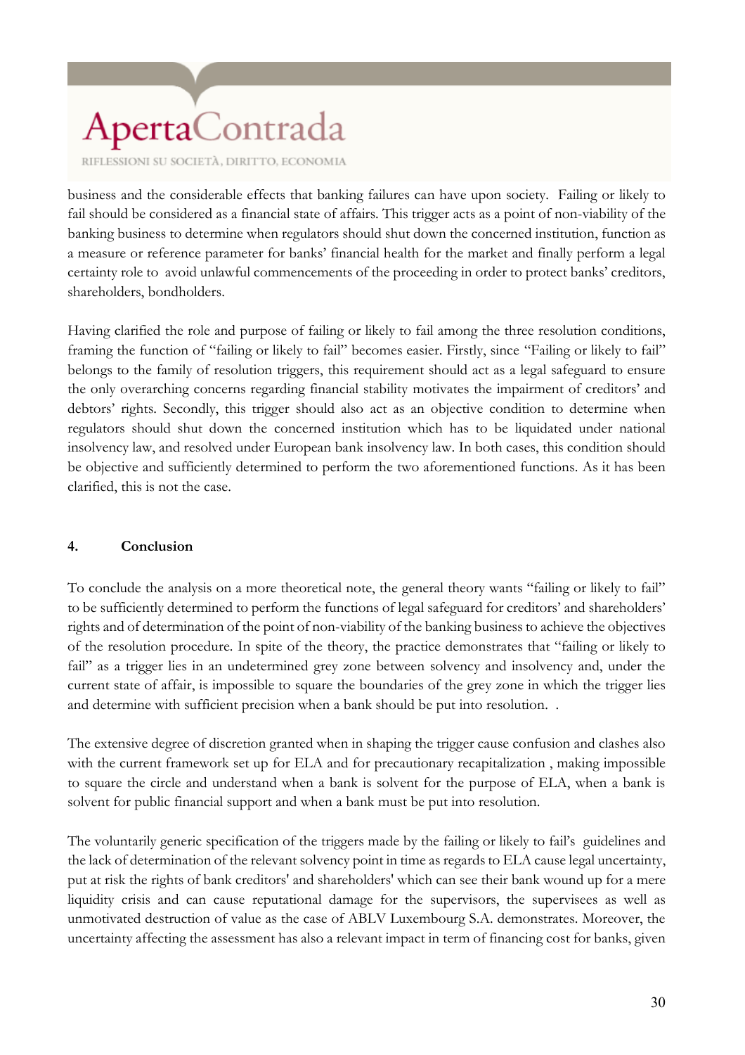business and the considerable effects that banking failures can have upon society. Failing or likely to fail should be considered as a financial state of affairs. This trigger acts as a point of non-viability of the banking business to determine when regulators should shut down the concerned institution, function as a measure or reference parameter for banks' financial health for the market and finally perform a legal certainty role to avoid unlawful commencements of the proceeding in order to protect banks' creditors, shareholders, bondholders.

Having clarified the role and purpose of failing or likely to fail among the three resolution conditions, framing the function of "failing or likely to fail" becomes easier. Firstly, since "Failing or likely to fail" belongs to the family of resolution triggers, this requirement should act as a legal safeguard to ensure the only overarching concerns regarding financial stability motivates the impairment of creditors' and debtors' rights. Secondly, this trigger should also act as an objective condition to determine when regulators should shut down the concerned institution which has to be liquidated under national insolvency law, and resolved under European bank insolvency law. In both cases, this condition should be objective and sufficiently determined to perform the two aforementioned functions. As it has been clarified, this is not the case.

## 4. Conclusion

To conclude the analysis on a more theoretical note, the general theory wants "failing or likely to fail" to be sufficiently determined to perform the functions of legal safeguard for creditors' and shareholders' rights and of determination of the point of non-viability of the banking business to achieve the objectives of the resolution procedure. In spite of the theory, the practice demonstrates that "failing or likely to fail" as a trigger lies in an undetermined grey zone between solvency and insolvency and, under the current state of affair, is impossible to square the boundaries of the grey zone in which the trigger lies and determine with sufficient precision when a bank should be put into resolution. .

The extensive degree of discretion granted when in shaping the trigger cause confusion and clashes also with the current framework set up for ELA and for precautionary recapitalization , making impossible to square the circle and understand when a bank is solvent for the purpose of ELA, when a bank is solvent for public financial support and when a bank must be put into resolution.

The voluntarily generic specification of the triggers made by the failing or likely to fail's guidelines and the lack of determination of the relevant solvency point in time as regards to ELA cause legal uncertainty, put at risk the rights of bank creditors' and shareholders' which can see their bank wound up for a mere liquidity crisis and can cause reputational damage for the supervisors, the supervisees as well as unmotivated destruction of value as the case of ABLV Luxembourg S.A. demonstrates. Moreover, the uncertainty affecting the assessment has also a relevant impact in term of financing cost for banks, given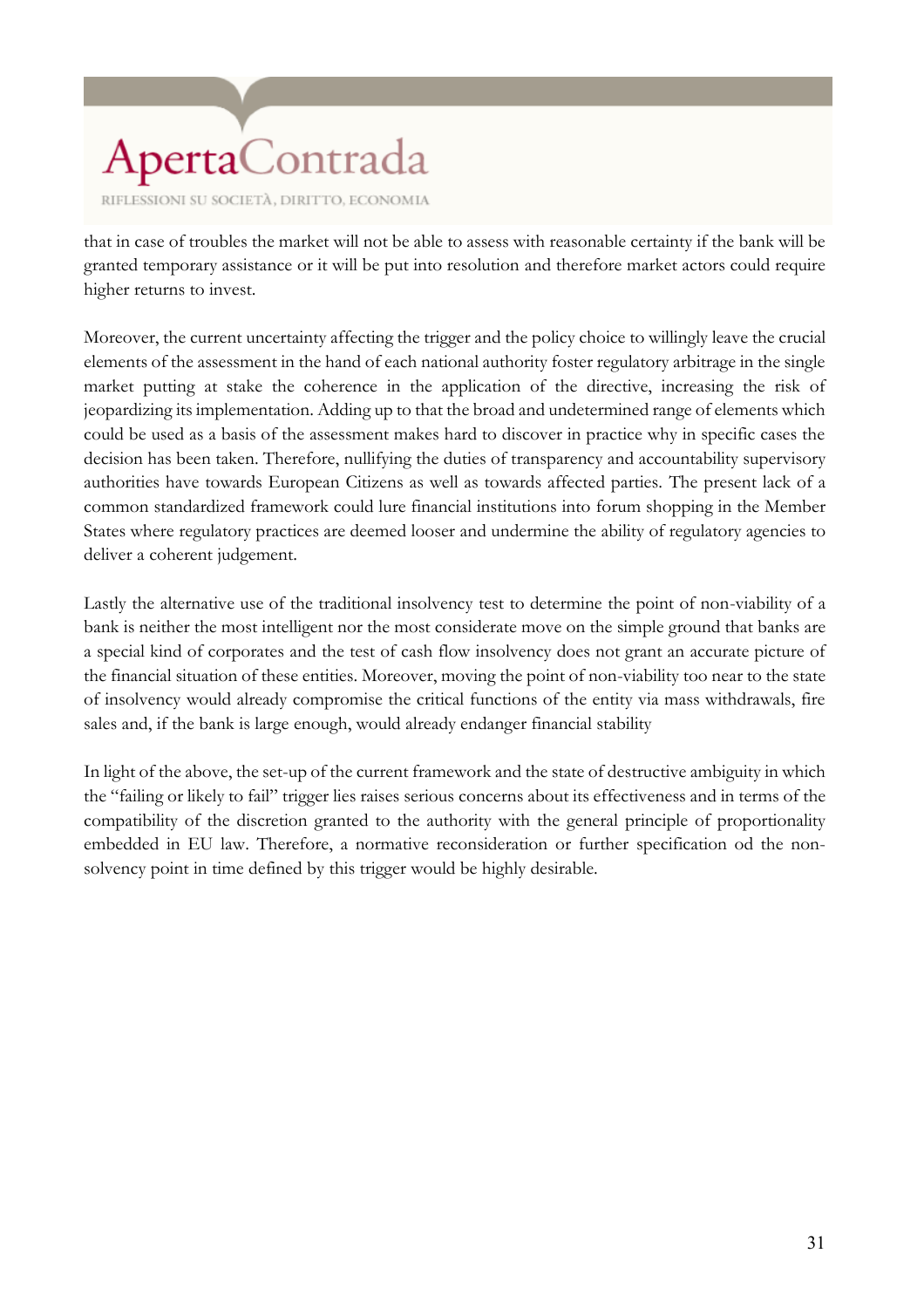that in case of troubles the market will not be able to assess with reasonable certainty if the bank will be granted temporary assistance or it will be put into resolution and therefore market actors could require higher returns to invest.

Moreover, the current uncertainty affecting the trigger and the policy choice to willingly leave the crucial elements of the assessment in the hand of each national authority foster regulatory arbitrage in the single market putting at stake the coherence in the application of the directive, increasing the risk of jeopardizing its implementation. Adding up to that the broad and undetermined range of elements which could be used as a basis of the assessment makes hard to discover in practice why in specific cases the decision has been taken. Therefore, nullifying the duties of transparency and accountability supervisory authorities have towards European Citizens as well as towards affected parties. The present lack of a common standardized framework could lure financial institutions into forum shopping in the Member States where regulatory practices are deemed looser and undermine the ability of regulatory agencies to deliver a coherent judgement.

Lastly the alternative use of the traditional insolvency test to determine the point of non-viability of a bank is neither the most intelligent nor the most considerate move on the simple ground that banks are a special kind of corporates and the test of cash flow insolvency does not grant an accurate picture of the financial situation of these entities. Moreover, moving the point of non-viability too near to the state of insolvency would already compromise the critical functions of the entity via mass withdrawals, fire sales and, if the bank is large enough, would already endanger financial stability

In light of the above, the set-up of the current framework and the state of destructive ambiguity in which the "failing or likely to fail" trigger lies raises serious concerns about its effectiveness and in terms of the compatibility of the discretion granted to the authority with the general principle of proportionality embedded in EU law. Therefore, a normative reconsideration or further specification od the non-solvency point in time defined by this trigger would be highly desirable.